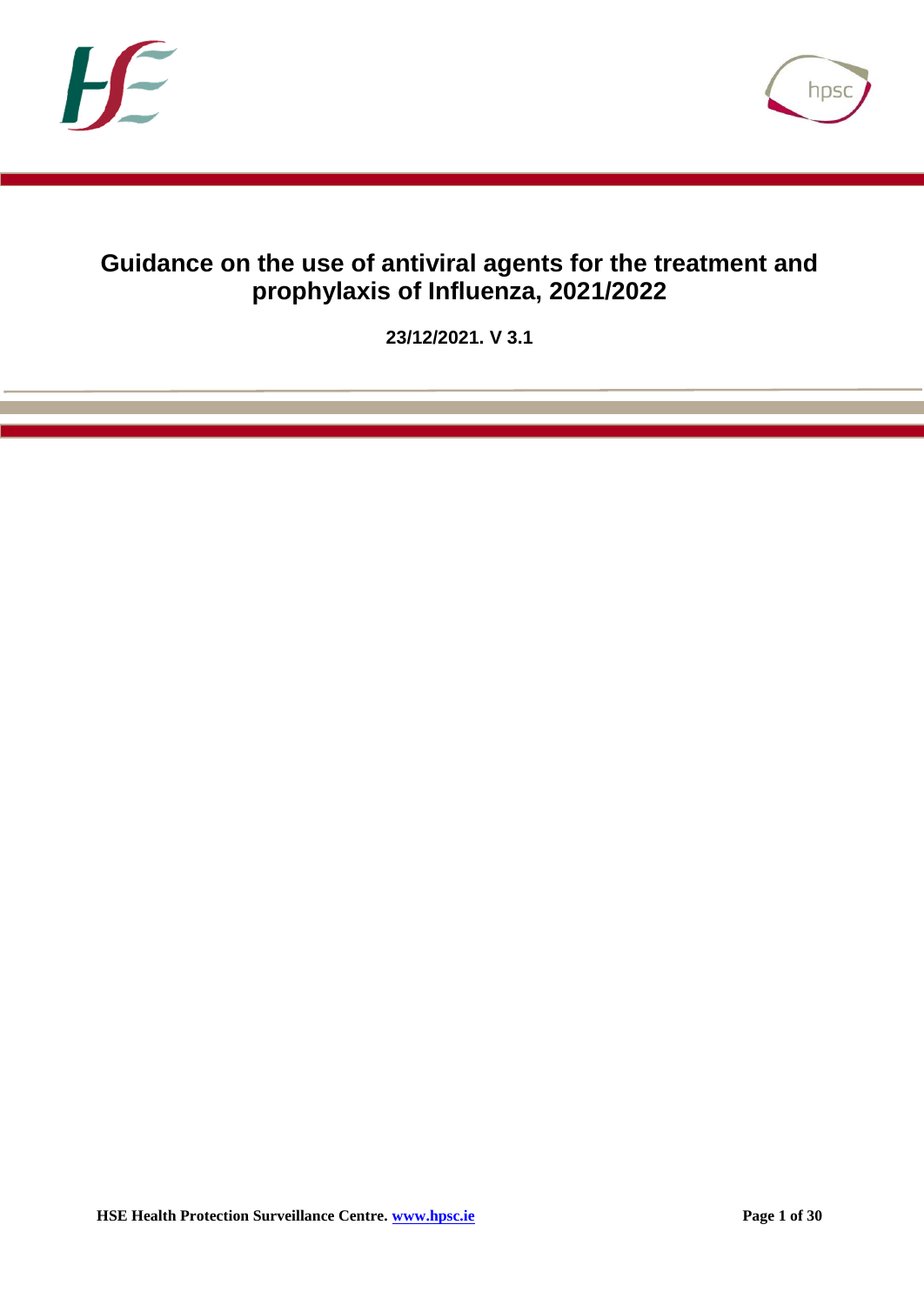# Guidance on the use of antiviral agents for the treatment and prophylaxis of Influenza, 2021/2022

**23/12/2021. V 3.1**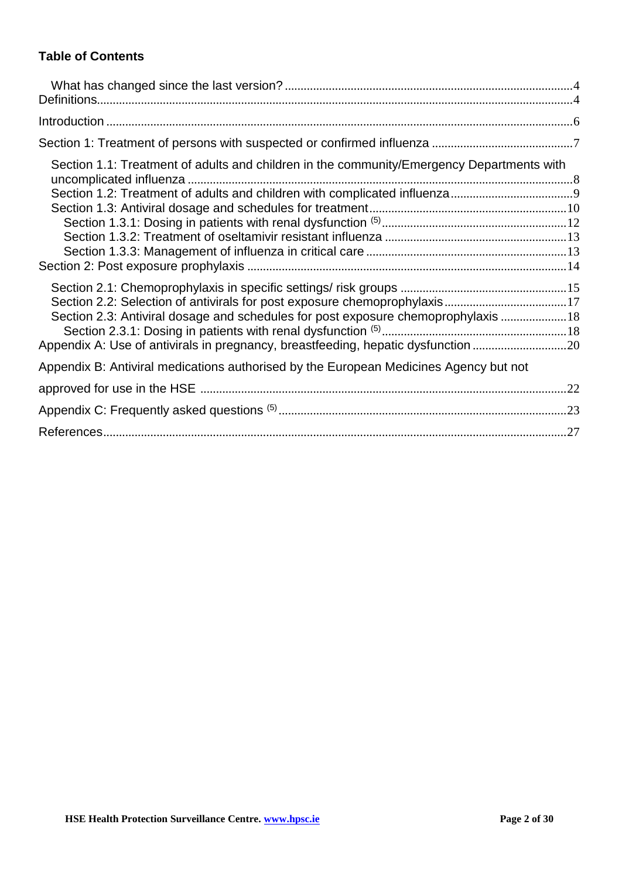**Table of Contents**

What has changed since the last version? .......... 4
Definitions .......... 4
Introduction .......... 6
Section 1: Treatment of persons with suspected or confirmed influenza .......... 7
Section 1.1: Treatment of adults and children in the community/Emergency Departments with uncomplicated influenza .......... 8
Section 1.2: Treatment of adults and children with complicated influenza .......... 9
Section 1.3: Antiviral dosage and schedules for treatment .......... 10
Section 1.3.1: Dosing in patients with renal dysfunction (5) .......... 12
Section 1.3.2: Treatment of oseltamivir resistant influenza .......... 13
Section 1.3.3: Management of influenza in critical care .......... 13
Section 2: Post exposure prophylaxis .......... 14
Section 2.1: Chemoprophylaxis in specific settings/ risk groups .......... 15
Section 2.2: Selection of antivirals for post exposure chemoprophylaxis .......... 17
Section 2.3: Antiviral dosage and schedules for post exposure chemoprophylaxis .......... 18
Section 2.3.1: Dosing in patients with renal dysfunction (5) .......... 18
Appendix A: Use of antivirals in pregnancy, breastfeeding, hepatic dysfunction .......... 20
Appendix B: Antiviral medications authorised by the European Medicines Agency but not approved for use in the HSE .......... 22
Appendix C: Frequently asked questions (5) .......... 23
References .......... 27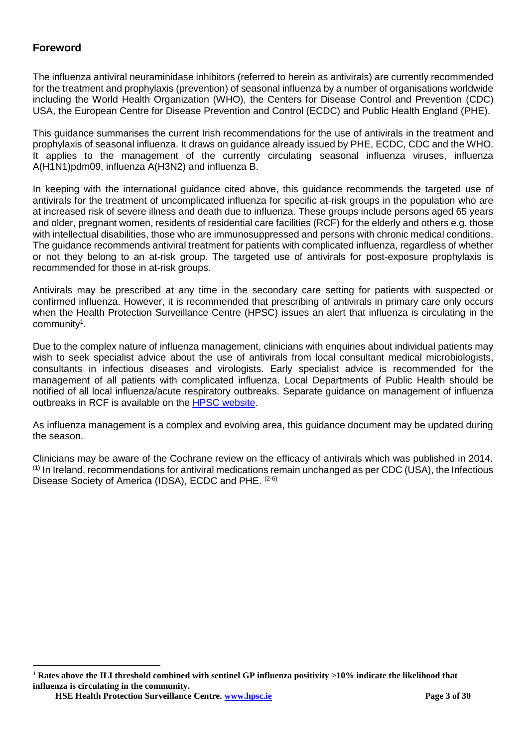## Foreword

The influenza antiviral neuraminidase inhibitors (referred to herein as antivirals) are currently recommended for the treatment and prophylaxis (prevention) of seasonal influenza by a number of organisations worldwide including the World Health Organization (WHO), the Centers for Disease Control and Prevention (CDC) USA, the European Centre for Disease Prevention and Control (ECDC) and Public Health England (PHE).

This guidance summarises the current Irish recommendations for the use of antivirals in the treatment and prophylaxis of seasonal influenza. It draws on guidance already issued by PHE, ECDC, CDC and the WHO. It applies to the management of the currently circulating seasonal influenza viruses, influenza A(H1N1)pdm09, influenza A(H3N2) and influenza B.

In keeping with the international guidance cited above, this guidance recommends the targeted use of antivirals for the treatment of uncomplicated influenza for specific at-risk groups in the population who are at increased risk of severe illness and death due to influenza. These groups include persons aged 65 years and older, pregnant women, residents of residential care facilities (RCF) for the elderly and others e.g. those with intellectual disabilities, those who are immunosuppressed and persons with chronic medical conditions. The guidance recommends antiviral treatment for patients with complicated influenza, regardless of whether or not they belong to an at-risk group. The targeted use of antivirals for post-exposure prophylaxis is recommended for those in at-risk groups.

Antivirals may be prescribed at any time in the secondary care setting for patients with suspected or confirmed influenza. However, it is recommended that prescribing of antivirals in primary care only occurs when the Health Protection Surveillance Centre (HPSC) issues an alert that influenza is circulating in the community[1].

Due to the complex nature of influenza management, clinicians with enquiries about individual patients may wish to seek specialist advice about the use of antivirals from local consultant medical microbiologists, consultants in infectious diseases and virologists. Early specialist advice is recommended for the management of all patients with complicated influenza. Local Departments of Public Health should be notified of all local influenza/acute respiratory outbreaks. Separate guidance on management of influenza outbreaks in RCF is available on the [HPSC website](#).

As influenza management is a complex and evolving area, this guidance document may be updated during the season.

Clinicians may be aware of the Cochrane review on the efficacy of antivirals which was published in 2014. [(1)] In Ireland, recommendations for antiviral medications remain unchanged as per CDC (USA), the Infectious Disease Society of America (IDSA), ECDC and PHE. [(2-6)]

---

[1] **Rates above the ILI threshold combined with sentinel GP influenza positivity >10% indicate the likelihood that influenza is circulating in the community.**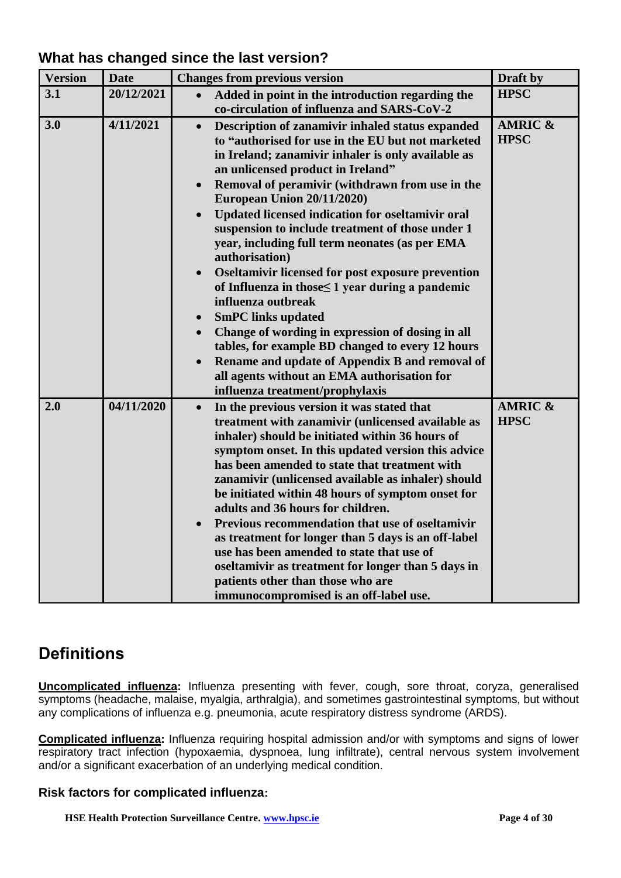## What has changed since the last version?

| Version | Date | Changes from previous version | Draft by |
|---|---|---|---|
| 3.1 | 20/12/2021 | • Added in point in the introduction regarding the co-circulation of influenza and SARS-CoV-2 | HPSC |
| 3.0 | 4/11/2021 | • Description of zanamivir inhaled status expanded to "authorised for use in the EU but not marketed in Ireland; zanamivir inhaler is only available as an unlicensed product in Ireland"<br>• Removal of peramivir (withdrawn from use in the European Union 20/11/2020)<br>• Updated licensed indication for oseltamivir oral suspension to include treatment of those under 1 year, including full term neonates (as per EMA authorisation)<br>• Oseltamivir licensed for post exposure prevention of Influenza in those≤ 1 year during a pandemic influenza outbreak<br>• SmPC links updated<br>• Change of wording in expression of dosing in all tables, for example BD changed to every 12 hours<br>• Rename and update of Appendix B and removal of all agents without an EMA authorisation for influenza treatment/prophylaxis | AMRIC & HPSC |
| 2.0 | 04/11/2020 | • In the previous version it was stated that treatment with zanamivir (unlicensed available as inhaler) should be initiated within 36 hours of symptom onset. In this updated version this advice has been amended to state that treatment with zanamivir (unlicensed available as inhaler) should be initiated within 48 hours of symptom onset for adults and 36 hours for children.<br>• Previous recommendation that use of oseltamivir as treatment for longer than 5 days is an off-label use has been amended to state that use of oseltamivir as treatment for longer than 5 days in patients other than those who are immunocompromised is an off-label use. | AMRIC & HPSC |

# Definitions

**Uncomplicated influenza:** Influenza presenting with fever, cough, sore throat, coryza, generalised symptoms (headache, malaise, myalgia, arthralgia), and sometimes gastrointestinal symptoms, but without any complications of influenza e.g. pneumonia, acute respiratory distress syndrome (ARDS).

**Complicated influenza:** Influenza requiring hospital admission and/or with symptoms and signs of lower respiratory tract infection (hypoxaemia, dyspnoea, lung infiltrate), central nervous system involvement and/or a significant exacerbation of an underlying medical condition.

### Risk factors for complicated influenza: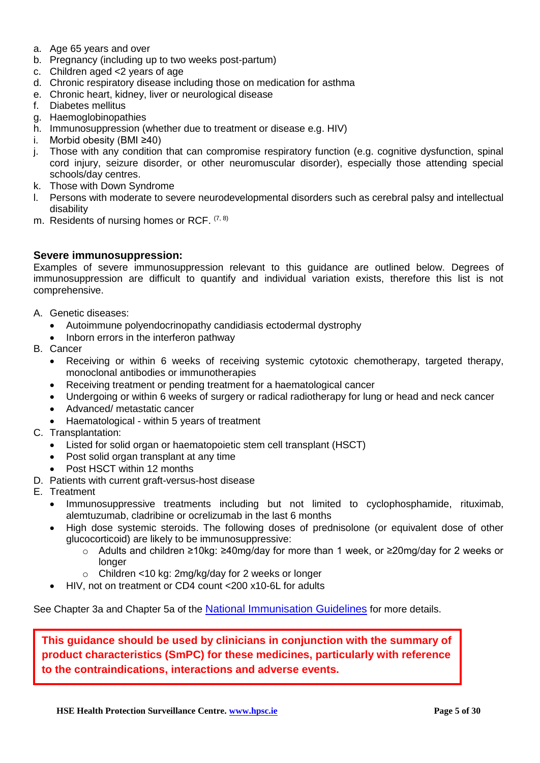a. Age 65 years and over
b. Pregnancy (including up to two weeks post-partum)
c. Children aged <2 years of age
d. Chronic respiratory disease including those on medication for asthma
e. Chronic heart, kidney, liver or neurological disease
f. Diabetes mellitus
g. Haemoglobinopathies
h. Immunosuppression (whether due to treatment or disease e.g. HIV)
i. Morbid obesity (BMI ≥40)
j. Those with any condition that can compromise respiratory function (e.g. cognitive dysfunction, spinal cord injury, seizure disorder, or other neuromuscular disorder), especially those attending special schools/day centres.
k. Those with Down Syndrome
l. Persons with moderate to severe neurodevelopmental disorders such as cerebral palsy and intellectual disability
m. Residents of nursing homes or RCF. [7, 8]

**Severe immunosuppression:**

Examples of severe immunosuppression relevant to this guidance are outlined below. Degrees of immunosuppression are difficult to quantify and individual variation exists, therefore this list is not comprehensive.

A. Genetic diseases:
   - Autoimmune polyendocrinopathy candidiasis ectodermal dystrophy
   - Inborn errors in the interferon pathway
B. Cancer
   - Receiving or within 6 weeks of receiving systemic cytotoxic chemotherapy, targeted therapy, monoclonal antibodies or immunotherapies
   - Receiving treatment or pending treatment for a haematological cancer
   - Undergoing or within 6 weeks of surgery or radical radiotherapy for lung or head and neck cancer
   - Advanced/ metastatic cancer
   - Haematological - within 5 years of treatment
C. Transplantation:
   - Listed for solid organ or haematopoietic stem cell transplant (HSCT)
   - Post solid organ transplant at any time
   - Post HSCT within 12 months
D. Patients with current graft-versus-host disease
E. Treatment
   - Immunosuppressive treatments including but not limited to cyclophosphamide, rituximab, alemtuzumab, cladribine or ocrelizumab in the last 6 months
   - High dose systemic steroids. The following doses of prednisolone (or equivalent dose of other glucocorticoid) are likely to be immunosuppressive:
     - Adults and children ≥10kg: ≥40mg/day for more than 1 week, or ≥20mg/day for 2 weeks or longer
     - Children <10 kg: 2mg/kg/day for 2 weeks or longer
   - HIV, not on treatment or CD4 count <200 x10-6L for adults

See Chapter 3a and Chapter 5a of the National Immunisation Guidelines for more details.

**This guidance should be used by clinicians in conjunction with the summary of product characteristics (SmPC) for these medicines, particularly with reference to the contraindications, interactions and adverse events.**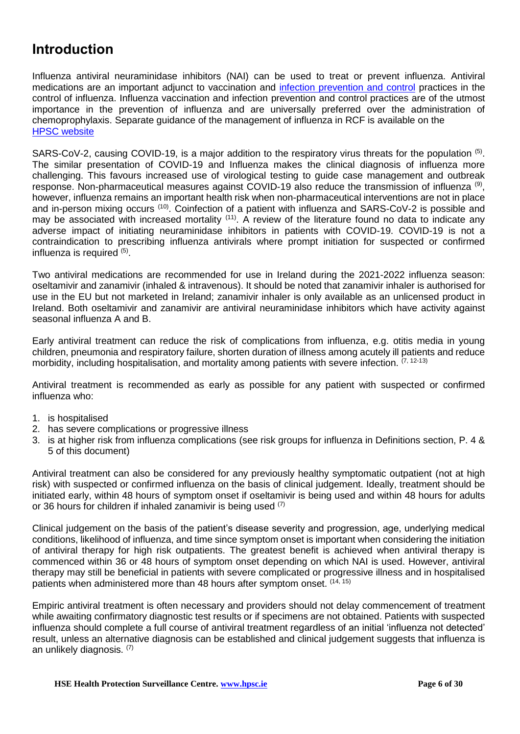# Introduction

Influenza antiviral neuraminidase inhibitors (NAI) can be used to treat or prevent influenza. Antiviral medications are an important adjunct to vaccination and [infection prevention and control] practices in the control of influenza. Influenza vaccination and infection prevention and control practices are of the utmost importance in the prevention of influenza and are universally preferred over the administration of chemoprophylaxis. Separate guidance of the management of influenza in RCF is available on the [HPSC website]

SARS-CoV-2, causing COVID-19, is a major addition to the respiratory virus threats for the population [5]. The similar presentation of COVID-19 and Influenza makes the clinical diagnosis of influenza more challenging. This favours increased use of virological testing to guide case management and outbreak response. Non-pharmaceutical measures against COVID-19 also reduce the transmission of influenza [9], however, influenza remains an important health risk when non-pharmaceutical interventions are not in place and in-person mixing occurs [10]. Coinfection of a patient with influenza and SARS-CoV-2 is possible and may be associated with increased mortality [11]. A review of the literature found no data to indicate any adverse impact of initiating neuraminidase inhibitors in patients with COVID-19. COVID-19 is not a contraindication to prescribing influenza antivirals where prompt initiation for suspected or confirmed influenza is required [5].

Two antiviral medications are recommended for use in Ireland during the 2021-2022 influenza season: oseltamivir and zanamivir (inhaled & intravenous). It should be noted that zanamivir inhaler is authorised for use in the EU but not marketed in Ireland; zanamivir inhaler is only available as an unlicensed product in Ireland. Both oseltamivir and zanamivir are antiviral neuraminidase inhibitors which have activity against seasonal influenza A and B.

Early antiviral treatment can reduce the risk of complications from influenza, e.g. otitis media in young children, pneumonia and respiratory failure, shorten duration of illness among acutely ill patients and reduce morbidity, including hospitalisation, and mortality among patients with severe infection. [7, 12-13]

Antiviral treatment is recommended as early as possible for any patient with suspected or confirmed influenza who:

1. is hospitalised
2. has severe complications or progressive illness
3. is at higher risk from influenza complications (see risk groups for influenza in Definitions section, P. 4 & 5 of this document)

Antiviral treatment can also be considered for any previously healthy symptomatic outpatient (not at high risk) with suspected or confirmed influenza on the basis of clinical judgement. Ideally, treatment should be initiated early, within 48 hours of symptom onset if oseltamivir is being used and within 48 hours for adults or 36 hours for children if inhaled zanamivir is being used [7]

Clinical judgement on the basis of the patient's disease severity and progression, age, underlying medical conditions, likelihood of influenza, and time since symptom onset is important when considering the initiation of antiviral therapy for high risk outpatients. The greatest benefit is achieved when antiviral therapy is commenced within 36 or 48 hours of symptom onset depending on which NAI is used. However, antiviral therapy may still be beneficial in patients with severe complicated or progressive illness and in hospitalised patients when administered more than 48 hours after symptom onset. [14, 15]

Empiric antiviral treatment is often necessary and providers should not delay commencement of treatment while awaiting confirmatory diagnostic test results or if specimens are not obtained. Patients with suspected influenza should complete a full course of antiviral treatment regardless of an initial 'influenza not detected' result, unless an alternative diagnosis can be established and clinical judgement suggests that influenza is an unlikely diagnosis. [7]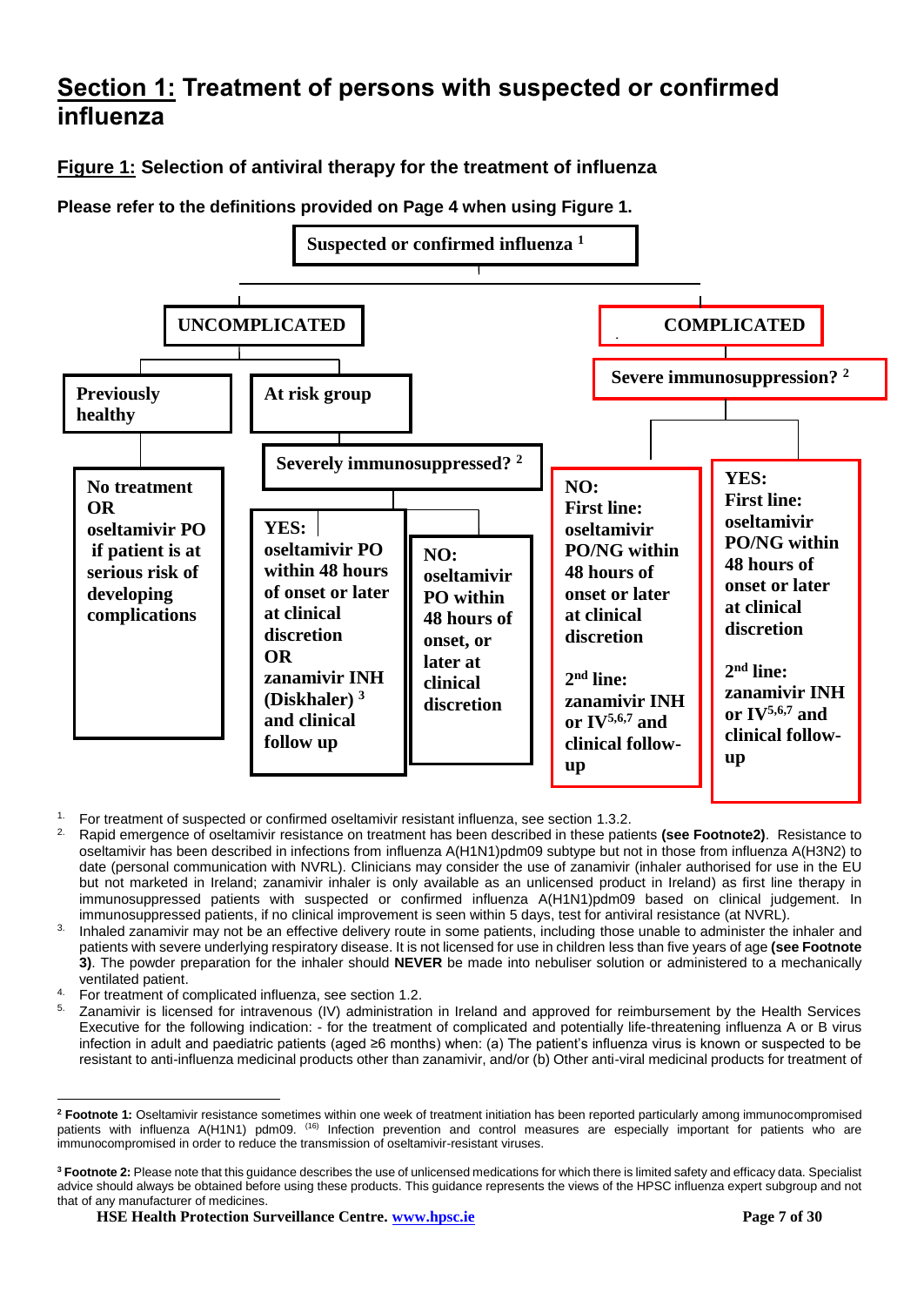# Section 1: Treatment of persons with suspected or confirmed influenza

## Figure 1: Selection of antiviral therapy for the treatment of influenza

**Please refer to the definitions provided on Page 4 when using Figure 1.**

**Suspected or confirmed influenza [1]**

**UNCOMPLICATED**

**Previously healthy**

**No treatment OR oseltamivir PO if patient is at serious risk of developing complications**

**At risk group**

**Severely immunosuppressed? [2]**

**YES: oseltamivir PO within 48 hours of onset or later at clinical discretion OR zanamivir INH (Diskhaler) [3] and clinical follow up**

**NO: oseltamivir PO within 48 hours of onset, or later at clinical discretion**

**COMPLICATED**

**Severe immunosuppression? [2]**

**NO: First line: oseltamivir PO/NG within 48 hours of onset or later at clinical discretion**

**2nd line: zanamivir INH or IV[5,6,7] and clinical follow-up**

**YES: First line: oseltamivir PO/NG within 48 hours of onset or later at clinical discretion**

**2nd line: zanamivir INH or IV[5,6,7] and clinical follow-up**

1. For treatment of suspected or confirmed oseltamivir resistant influenza, see section 1.3.2.
2. Rapid emergence of oseltamivir resistance on treatment has been described in these patients **(see Footnote2)**. Resistance to oseltamivir has been described in infections from influenza A(H1N1)pdm09 subtype but not in those from influenza A(H3N2) to date (personal communication with NVRL). Clinicians may consider the use of zanamivir (inhaler authorised for use in the EU but not marketed in Ireland; zanamivir inhaler is only available as an unlicensed product in Ireland) as first line therapy in immunosuppressed patients with suspected or confirmed influenza A(H1N1)pdm09 based on clinical judgement. In immunosuppressed patients, if no clinical improvement is seen within 5 days, test for antiviral resistance (at NVRL).
3. Inhaled zanamivir may not be an effective delivery route in some patients, including those unable to administer the inhaler and patients with severe underlying respiratory disease. It is not licensed for use in children less than five years of age **(see Footnote 3)**. The powder preparation for the inhaler should **NEVER** be made into nebuliser solution or administered to a mechanically ventilated patient.
4. For treatment of complicated influenza, see section 1.2.
5. Zanamivir is licensed for intravenous (IV) administration in Ireland and approved for reimbursement by the Health Services Executive for the following indication: - for the treatment of complicated and potentially life-threatening influenza A or B virus infection in adult and paediatric patients (aged ≥6 months) when: (a) The patient's influenza virus is known or suspected to be resistant to anti-influenza medicinal products other than zanamivir, and/or (b) Other anti-viral medicinal products for treatment of

---

[2] **Footnote 1:** Oseltamivir resistance sometimes within one week of treatment initiation has been reported particularly among immunocompromised patients with influenza A(H1N1) pdm09. [16] Infection prevention and control measures are especially important for patients who are immunocompromised in order to reduce the transmission of oseltamivir-resistant viruses.

[3] **Footnote 2:** Please note that this guidance describes the use of unlicensed medications for which there is limited safety and efficacy data. Specialist advice should always be obtained before using these products. This guidance represents the views of the HPSC influenza expert subgroup and not that of any manufacturer of medicines.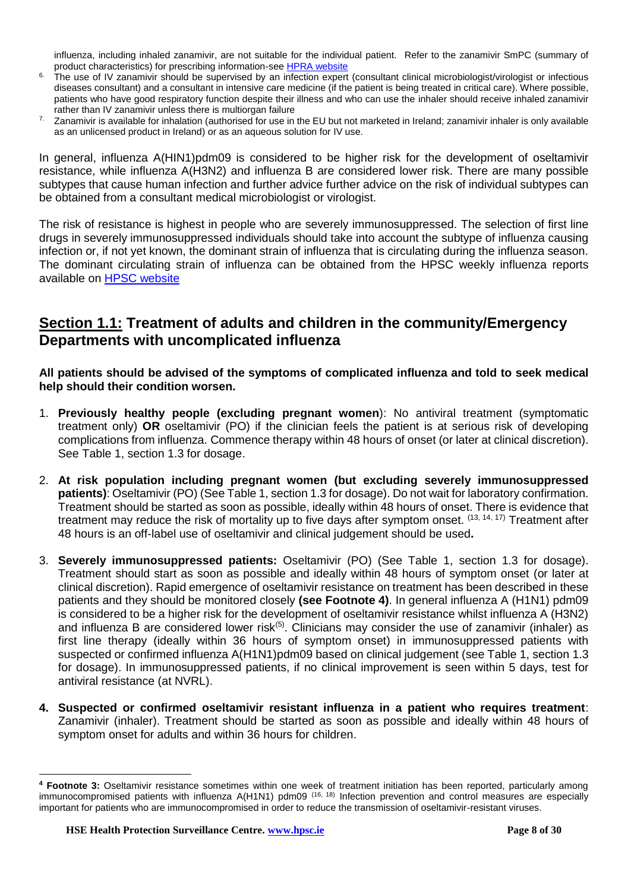influenza, including inhaled zanamivir, are not suitable for the individual patient. Refer to the zanamivir SmPC (summary of product characteristics) for prescribing information-see HPRA website

6. The use of IV zanamivir should be supervised by an infection expert (consultant clinical microbiologist/virologist or infectious diseases consultant) and a consultant in intensive care medicine (if the patient is being treated in critical care). Where possible, patients who have good respiratory function despite their illness and who can use the inhaler should receive inhaled zanamivir rather than IV zanamivir unless there is multiorgan failure
7. Zanamivir is available for inhalation (authorised for use in the EU but not marketed in Ireland; zanamivir inhaler is only available as an unlicensed product in Ireland) or as an aqueous solution for IV use.

In general, influenza A(HIN1)pdm09 is considered to be higher risk for the development of oseltamivir resistance, while influenza A(H3N2) and influenza B are considered lower risk. There are many possible subtypes that cause human infection and further advice further advice on the risk of individual subtypes can be obtained from a consultant medical microbiologist or virologist.

The risk of resistance is highest in people who are severely immunosuppressed. The selection of first line drugs in severely immunosuppressed individuals should take into account the subtype of influenza causing infection or, if not yet known, the dominant strain of influenza that is circulating during the influenza season. The dominant circulating strain of influenza can be obtained from the HPSC weekly influenza reports available on HPSC website

## Section 1.1: Treatment of adults and children in the community/Emergency Departments with uncomplicated influenza

**All patients should be advised of the symptoms of complicated influenza and told to seek medical help should their condition worsen.**

1. **Previously healthy people (excluding pregnant women)**: No antiviral treatment (symptomatic treatment only) **OR** oseltamivir (PO) if the clinician feels the patient is at serious risk of developing complications from influenza. Commence therapy within 48 hours of onset (or later at clinical discretion). See Table 1, section 1.3 for dosage.
2. **At risk population including pregnant women (but excluding severely immunosuppressed patients)**: Oseltamivir (PO) (See Table 1, section 1.3 for dosage). Do not wait for laboratory confirmation. Treatment should be started as soon as possible, ideally within 48 hours of onset. There is evidence that treatment may reduce the risk of mortality up to five days after symptom onset. [13, 14, 17] Treatment after 48 hours is an off-label use of oseltamivir and clinical judgement should be used**.**
3. **Severely immunosuppressed patients:** Oseltamivir (PO) (See Table 1, section 1.3 for dosage). Treatment should start as soon as possible and ideally within 48 hours of symptom onset (or later at clinical discretion). Rapid emergence of oseltamivir resistance on treatment has been described in these patients and they should be monitored closely **(see Footnote 4)**. In general influenza A (H1N1) pdm09 is considered to be a higher risk for the development of oseltamivir resistance whilst influenza A (H3N2) and influenza B are considered lower risk[5]. Clinicians may consider the use of zanamivir (inhaler) as first line therapy (ideally within 36 hours of symptom onset) in immunosuppressed patients with suspected or confirmed influenza A(H1N1)pdm09 based on clinical judgement (see Table 1, section 1.3 for dosage). In immunosuppressed patients, if no clinical improvement is seen within 5 days, test for antiviral resistance (at NVRL).
4. **Suspected or confirmed oseltamivir resistant influenza in a patient who requires treatment**: Zanamivir (inhaler). Treatment should be started as soon as possible and ideally within 48 hours of symptom onset for adults and within 36 hours for children.

---

[4] **Footnote 3:** Oseltamivir resistance sometimes within one week of treatment initiation has been reported, particularly among immunocompromised patients with influenza A(H1N1) pdm09 [16, 18] Infection prevention and control measures are especially important for patients who are immunocompromised in order to reduce the transmission of oseltamivir-resistant viruses.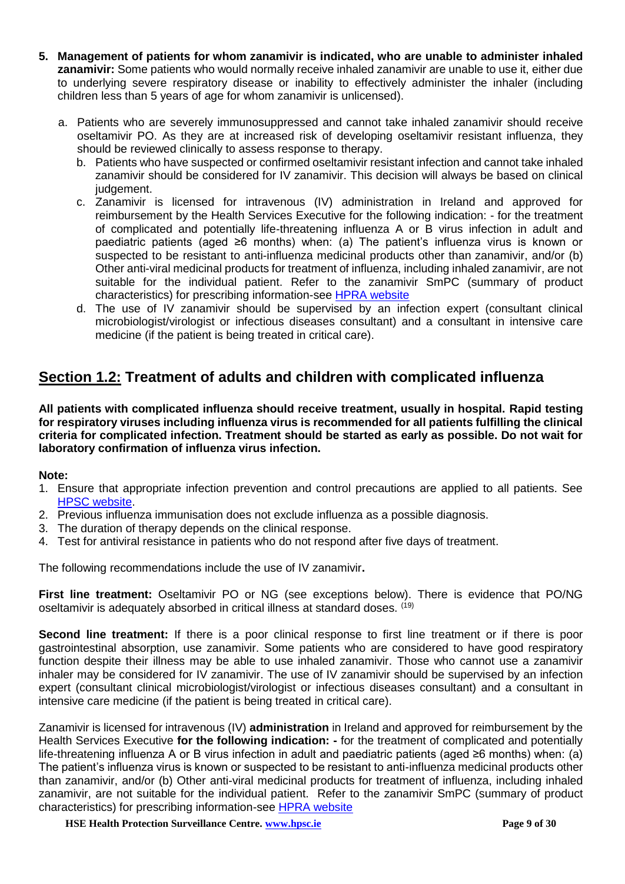5. **Management of patients for whom zanamivir is indicated, who are unable to administer inhaled zanamivir:** Some patients who would normally receive inhaled zanamivir are unable to use it, either due to underlying severe respiratory disease or inability to effectively administer the inhaler (including children less than 5 years of age for whom zanamivir is unlicensed).

   a. Patients who are severely immunosuppressed and cannot take inhaled zanamivir should receive oseltamivir PO. As they are at increased risk of developing oseltamivir resistant influenza, they should be reviewed clinically to assess response to therapy.

   b. Patients who have suspected or confirmed oseltamivir resistant infection and cannot take inhaled zanamivir should be considered for IV zanamivir. This decision will always be based on clinical judgement.

   c. Zanamivir is licensed for intravenous (IV) administration in Ireland and approved for reimbursement by the Health Services Executive for the following indication: - for the treatment of complicated and potentially life-threatening influenza A or B virus infection in adult and paediatric patients (aged ≥6 months) when: (a) The patient's influenza virus is known or suspected to be resistant to anti-influenza medicinal products other than zanamivir, and/or (b) Other anti-viral medicinal products for treatment of influenza, including inhaled zanamivir, are not suitable for the individual patient. Refer to the zanamivir SmPC (summary of product characteristics) for prescribing information-see HPRA website

   d. The use of IV zanamivir should be supervised by an infection expert (consultant clinical microbiologist/virologist or infectious diseases consultant) and a consultant in intensive care medicine (if the patient is being treated in critical care).

## Section 1.2: Treatment of adults and children with complicated influenza

**All patients with complicated influenza should receive treatment, usually in hospital. Rapid testing for respiratory viruses including influenza virus is recommended for all patients fulfilling the clinical criteria for complicated infection. Treatment should be started as early as possible. Do not wait for laboratory confirmation of influenza virus infection.**

**Note:**

1. Ensure that appropriate infection prevention and control precautions are applied to all patients. See HPSC website.
2. Previous influenza immunisation does not exclude influenza as a possible diagnosis.
3. The duration of therapy depends on the clinical response.
4. Test for antiviral resistance in patients who do not respond after five days of treatment.

The following recommendations include the use of IV zanamivir**.**

**First line treatment:** Oseltamivir PO or NG (see exceptions below). There is evidence that PO/NG oseltamivir is adequately absorbed in critical illness at standard doses. [19]

**Second line treatment:** If there is a poor clinical response to first line treatment or if there is poor gastrointestinal absorption, use zanamivir. Some patients who are considered to have good respiratory function despite their illness may be able to use inhaled zanamivir. Those who cannot use a zanamivir inhaler may be considered for IV zanamivir. The use of IV zanamivir should be supervised by an infection expert (consultant clinical microbiologist/virologist or infectious diseases consultant) and a consultant in intensive care medicine (if the patient is being treated in critical care).

Zanamivir is licensed for intravenous (IV) **administration** in Ireland and approved for reimbursement by the Health Services Executive **for the following indication: -** for the treatment of complicated and potentially life-threatening influenza A or B virus infection in adult and paediatric patients (aged ≥6 months) when: (a) The patient's influenza virus is known or suspected to be resistant to anti-influenza medicinal products other than zanamivir, and/or (b) Other anti-viral medicinal products for treatment of influenza, including inhaled zanamivir, are not suitable for the individual patient. Refer to the zanamivir SmPC (summary of product characteristics) for prescribing information-see HPRA website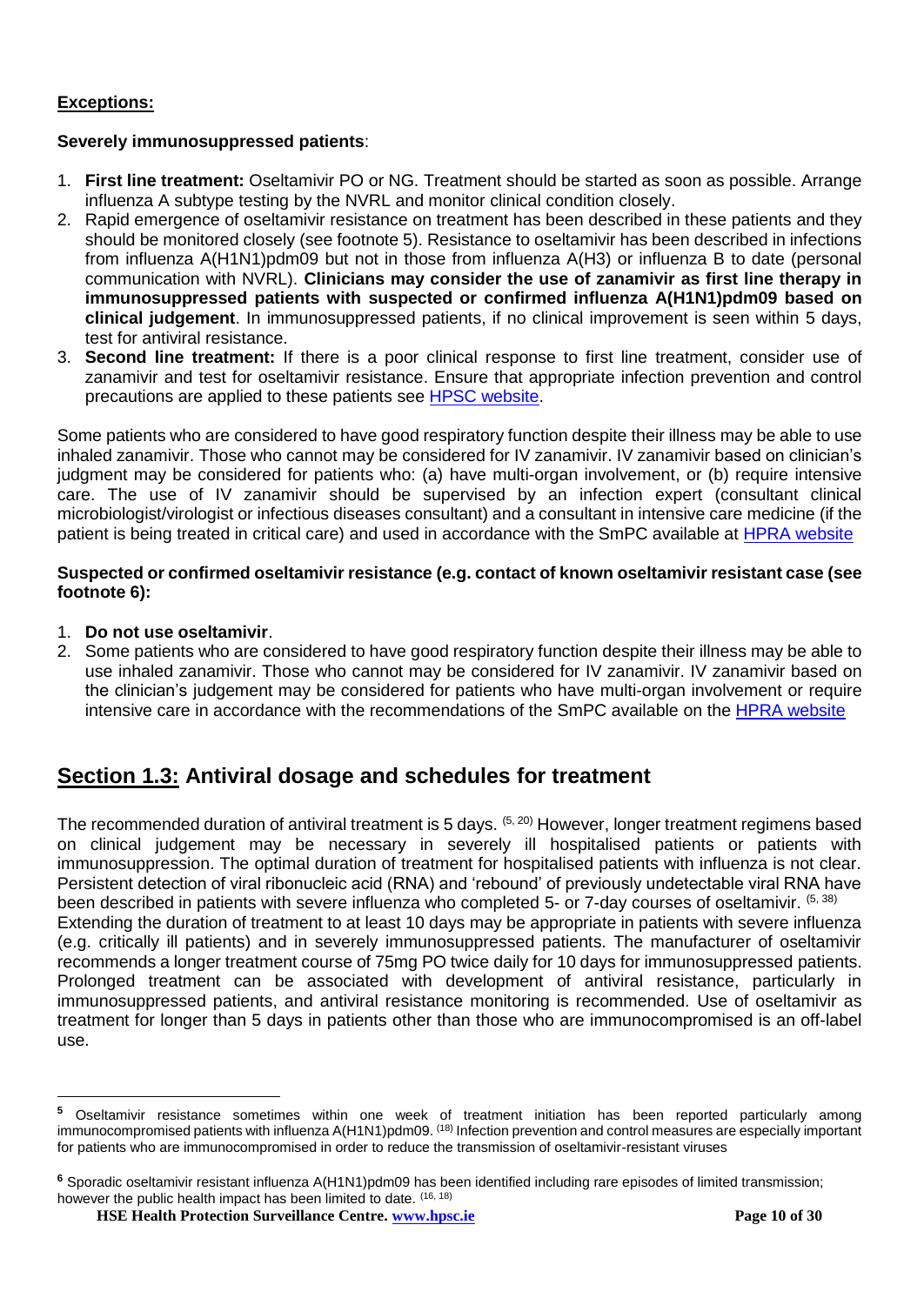**Exceptions:**

**Severely immunosuppressed patients**:

1. **First line treatment:** Oseltamivir PO or NG. Treatment should be started as soon as possible. Arrange influenza A subtype testing by the NVRL and monitor clinical condition closely.
2. Rapid emergence of oseltamivir resistance on treatment has been described in these patients and they should be monitored closely (see footnote 5). Resistance to oseltamivir has been described in infections from influenza A(H1N1)pdm09 but not in those from influenza A(H3) or influenza B to date (personal communication with NVRL). **Clinicians may consider the use of zanamivir as first line therapy in immunosuppressed patients with suspected or confirmed influenza A(H1N1)pdm09 based on clinical judgement**. In immunosuppressed patients, if no clinical improvement is seen within 5 days, test for antiviral resistance.
3. **Second line treatment:** If there is a poor clinical response to first line treatment, consider use of zanamivir and test for oseltamivir resistance. Ensure that appropriate infection prevention and control precautions are applied to these patients see HPSC website.

Some patients who are considered to have good respiratory function despite their illness may be able to use inhaled zanamivir. Those who cannot may be considered for IV zanamivir. IV zanamivir based on clinician's judgment may be considered for patients who: (a) have multi-organ involvement, or (b) require intensive care. The use of IV zanamivir should be supervised by an infection expert (consultant clinical microbiologist/virologist or infectious diseases consultant) and a consultant in intensive care medicine (if the patient is being treated in critical care) and used in accordance with the SmPC available at HPRA website

**Suspected or confirmed oseltamivir resistance (e.g. contact of known oseltamivir resistant case (see footnote 6):**

1. **Do not use oseltamivir**.
2. Some patients who are considered to have good respiratory function despite their illness may be able to use inhaled zanamivir. Those who cannot may be considered for IV zanamivir. IV zanamivir based on the clinician's judgement may be considered for patients who have multi-organ involvement or require intensive care in accordance with the recommendations of the SmPC available on the HPRA website

## Section 1.3: Antiviral dosage and schedules for treatment

The recommended duration of antiviral treatment is 5 days. [5, 20] However, longer treatment regimens based on clinical judgement may be necessary in severely ill hospitalised patients or patients with immunosuppression. The optimal duration of treatment for hospitalised patients with influenza is not clear. Persistent detection of viral ribonucleic acid (RNA) and 'rebound' of previously undetectable viral RNA have been described in patients with severe influenza who completed 5- or 7-day courses of oseltamivir. [5, 38]
Extending the duration of treatment to at least 10 days may be appropriate in patients with severe influenza (e.g. critically ill patients) and in severely immunosuppressed patients. The manufacturer of oseltamivir recommends a longer treatment course of 75mg PO twice daily for 10 days for immunosuppressed patients. Prolonged treatment can be associated with development of antiviral resistance, particularly in immunosuppressed patients, and antiviral resistance monitoring is recommended. Use of oseltamivir as treatment for longer than 5 days in patients other than those who are immunocompromised is an off-label use.

---

[5] Oseltamivir resistance sometimes within one week of treatment initiation has been reported particularly among immunocompromised patients with influenza A(H1N1)pdm09. [18] Infection prevention and control measures are especially important for patients who are immunocompromised in order to reduce the transmission of oseltamivir-resistant viruses

[6] Sporadic oseltamivir resistant influenza A(H1N1)pdm09 has been identified including rare episodes of limited transmission; however the public health impact has been limited to date. [16, 18]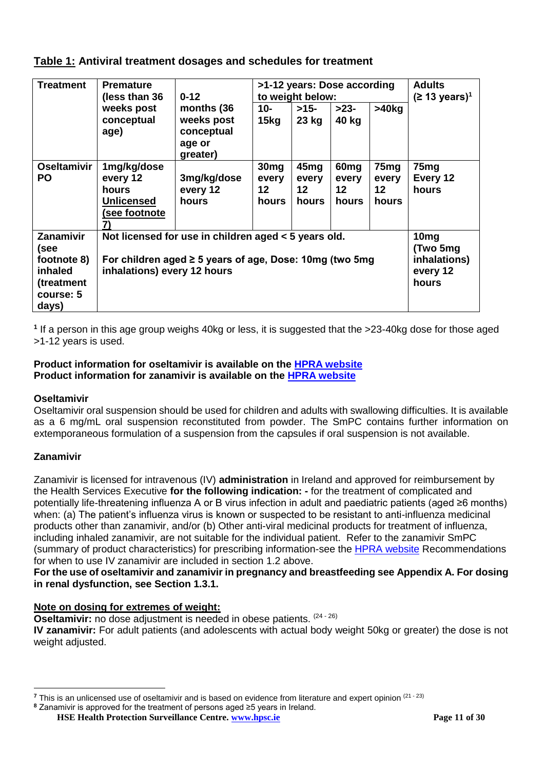**<u>Table 1:</u> Antiviral treatment dosages and schedules for treatment**

| Treatment | Premature (less than 36 weeks post conceptual age) | 0-12 months (36 weeks post conceptual age or greater) | >1-12 years: Dose according to weight below: | | | | Adults (≥ 13 years)[1] |
|---|---|---|---|---|---|---|---|
| | | | 10-15kg | >15-23 kg | >23-40 kg | >40kg | |
| Oseltamivir PO | 1mg/kg/dose every 12 hours <u>Unlicensed (see footnote 7)</u> | 3mg/kg/dose every 12 hours | 30mg every 12 hours | 45mg every 12 hours | 60mg every 12 hours | 75mg every 12 hours | 75mg Every 12 hours |
| Zanamivir (see footnote 8) inhaled (treatment course: 5 days) | Not licensed for use in children aged < 5 years old. For children aged ≥ 5 years of age, Dose: 10mg (two 5mg inhalations) every 12 hours | | | | | | 10mg (Two 5mg inhalations) every 12 hours |

[1] If a person in this age group weighs 40kg or less, it is suggested that the >23-40kg dose for those aged >1-12 years is used.

**Product information for oseltamivir is available on the [HPRA website]()**
**Product information for zanamivir is available on the [HPRA website]()**

**Oseltamivir**

Oseltamivir oral suspension should be used for children and adults with swallowing difficulties. It is available as a 6 mg/mL oral suspension reconstituted from powder. The SmPC contains further information on extemporaneous formulation of a suspension from the capsules if oral suspension is not available.

**Zanamivir**

Zanamivir is licensed for intravenous (IV) **administration** in Ireland and approved for reimbursement by the Health Services Executive **for the following indication: -** for the treatment of complicated and potentially life-threatening influenza A or B virus infection in adult and paediatric patients (aged ≥6 months) when: (a) The patient's influenza virus is known or suspected to be resistant to anti-influenza medicinal products other than zanamivir, and/or (b) Other anti-viral medicinal products for treatment of influenza, including inhaled zanamivir, are not suitable for the individual patient. Refer to the zanamivir SmPC (summary of product characteristics) for prescribing information-see the [HPRA website]() Recommendations for when to use IV zanamivir are included in section 1.2 above.

**For the use of oseltamivir and zanamivir in pregnancy and breastfeeding see Appendix A. For dosing in renal dysfunction, see Section 1.3.1.**

**<u>Note on dosing for extremes of weight:</u>**

**Oseltamivir:** no dose adjustment is needed in obese patients. [24 - 26]

**IV zanamivir:** For adult patients (and adolescents with actual body weight 50kg or greater) the dose is not weight adjusted.

---

[7] This is an unlicensed use of oseltamivir and is based on evidence from literature and expert opinion [21 - 23]

[8] Zanamivir is approved for the treatment of persons aged ≥5 years in Ireland.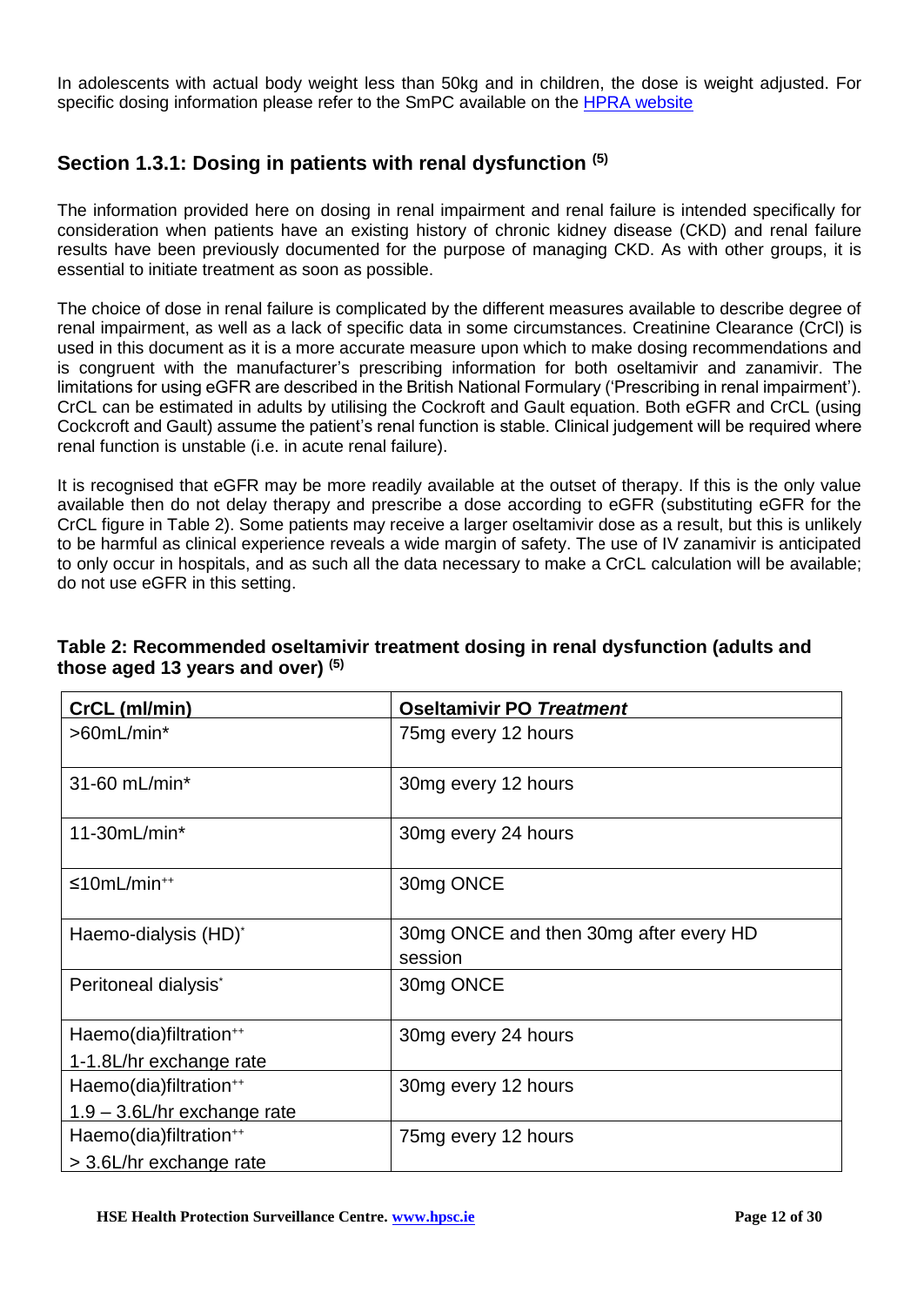In adolescents with actual body weight less than 50kg and in children, the dose is weight adjusted. For specific dosing information please refer to the SmPC available on the HPRA website

## Section 1.3.1: Dosing in patients with renal dysfunction [5]

The information provided here on dosing in renal impairment and renal failure is intended specifically for consideration when patients have an existing history of chronic kidney disease (CKD) and renal failure results have been previously documented for the purpose of managing CKD. As with other groups, it is essential to initiate treatment as soon as possible.

The choice of dose in renal failure is complicated by the different measures available to describe degree of renal impairment, as well as a lack of specific data in some circumstances. Creatinine Clearance (CrCl) is used in this document as it is a more accurate measure upon which to make dosing recommendations and is congruent with the manufacturer's prescribing information for both oseltamivir and zanamivir. The limitations for using eGFR are described in the British National Formulary ('Prescribing in renal impairment'). CrCL can be estimated in adults by utilising the Cockroft and Gault equation. Both eGFR and CrCL (using Cockcroft and Gault) assume the patient's renal function is stable. Clinical judgement will be required where renal function is unstable (i.e. in acute renal failure).

It is recognised that eGFR may be more readily available at the outset of therapy. If this is the only value available then do not delay therapy and prescribe a dose according to eGFR (substituting eGFR for the CrCL figure in Table 2). Some patients may receive a larger oseltamivir dose as a result, but this is unlikely to be harmful as clinical experience reveals a wide margin of safety. The use of IV zanamivir is anticipated to only occur in hospitals, and as such all the data necessary to make a CrCL calculation will be available; do not use eGFR in this setting.

**Table 2: Recommended oseltamivir treatment dosing in renal dysfunction (adults and those aged 13 years and over) [5]**

| CrCL (ml/min) | Oseltamivir PO *Treatment* |
|---|---|
| >60mL/min* | 75mg every 12 hours |
| 31-60 mL/min* | 30mg every 12 hours |
| 11-30mL/min* | 30mg every 24 hours |
| ≤10mL/min++ | 30mg ONCE |
| Haemo-dialysis (HD)* | 30mg ONCE and then 30mg after every HD session |
| Peritoneal dialysis* | 30mg ONCE |
| Haemo(dia)filtration++ 1-1.8L/hr exchange rate | 30mg every 24 hours |
| Haemo(dia)filtration++ 1.9 – 3.6L/hr exchange rate | 30mg every 12 hours |
| Haemo(dia)filtration++ > 3.6L/hr exchange rate | 75mg every 12 hours |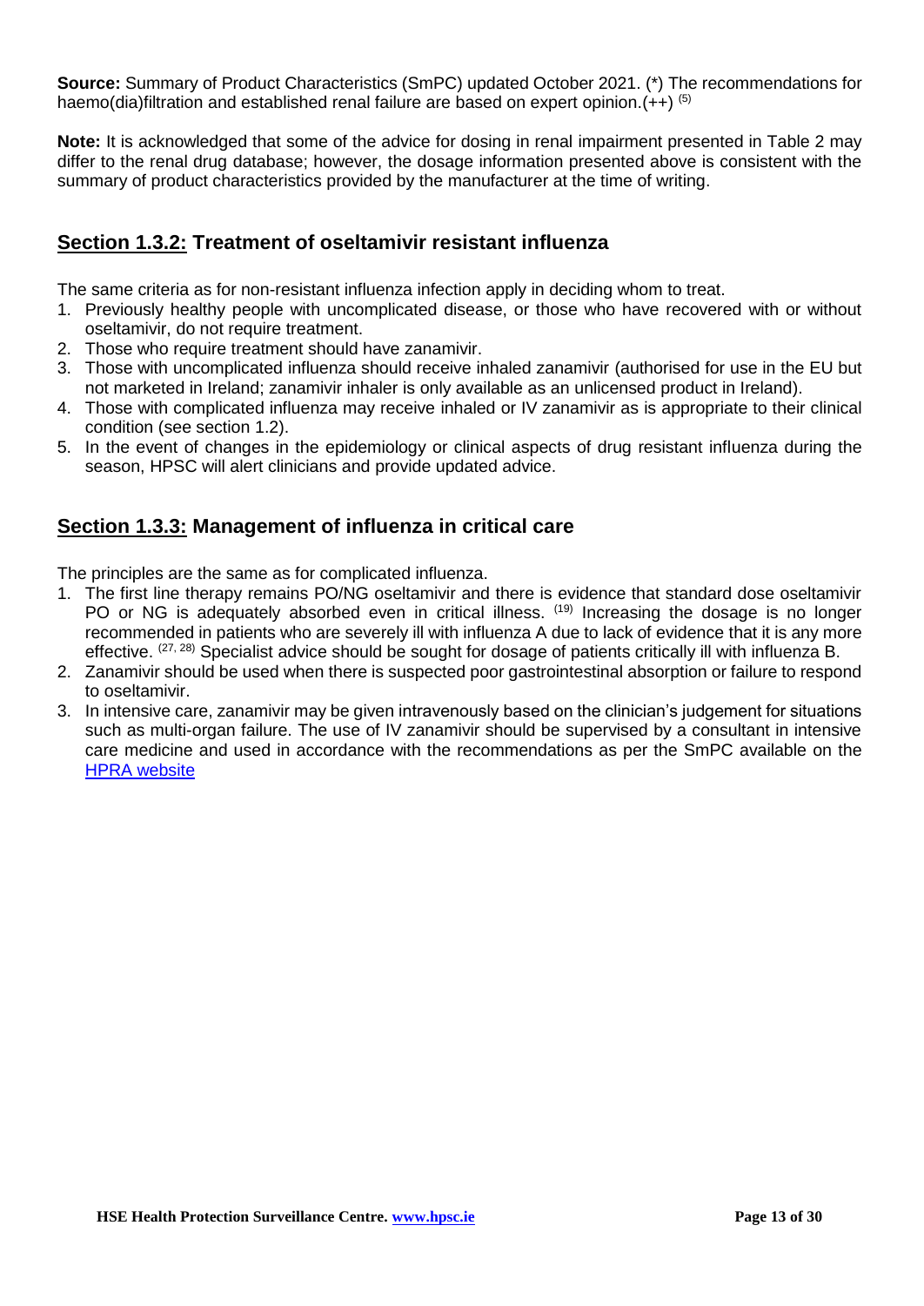**Source:** Summary of Product Characteristics (SmPC) updated October 2021. (*) The recommendations for haemo(dia)filtration and established renal failure are based on expert opinion.(++) [5]

**Note:** It is acknowledged that some of the advice for dosing in renal impairment presented in Table 2 may differ to the renal drug database; however, the dosage information presented above is consistent with the summary of product characteristics provided by the manufacturer at the time of writing.

## Section 1.3.2: Treatment of oseltamivir resistant influenza

The same criteria as for non-resistant influenza infection apply in deciding whom to treat.

1. Previously healthy people with uncomplicated disease, or those who have recovered with or without oseltamivir, do not require treatment.
2. Those who require treatment should have zanamivir.
3. Those with uncomplicated influenza should receive inhaled zanamivir (authorised for use in the EU but not marketed in Ireland; zanamivir inhaler is only available as an unlicensed product in Ireland).
4. Those with complicated influenza may receive inhaled or IV zanamivir as is appropriate to their clinical condition (see section 1.2).
5. In the event of changes in the epidemiology or clinical aspects of drug resistant influenza during the season, HPSC will alert clinicians and provide updated advice.

## Section 1.3.3: Management of influenza in critical care

The principles are the same as for complicated influenza.

1. The first line therapy remains PO/NG oseltamivir and there is evidence that standard dose oseltamivir PO or NG is adequately absorbed even in critical illness. [19] Increasing the dosage is no longer recommended in patients who are severely ill with influenza A due to lack of evidence that it is any more effective. [27, 28] Specialist advice should be sought for dosage of patients critically ill with influenza B.
2. Zanamivir should be used when there is suspected poor gastrointestinal absorption or failure to respond to oseltamivir.
3. In intensive care, zanamivir may be given intravenously based on the clinician's judgement for situations such as multi-organ failure. The use of IV zanamivir should be supervised by a consultant in intensive care medicine and used in accordance with the recommendations as per the SmPC available on the HPRA website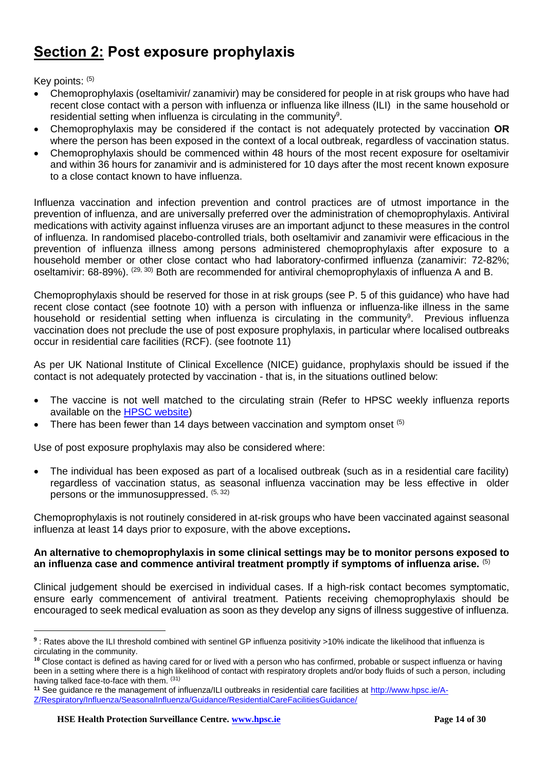## Section 2: Post exposure prophylaxis

Key points: [5]

- Chemoprophylaxis (oseltamivir/ zanamivir) may be considered for people in at risk groups who have had recent close contact with a person with influenza or influenza like illness (ILI) in the same household or residential setting when influenza is circulating in the community[9].
- Chemoprophylaxis may be considered if the contact is not adequately protected by vaccination **OR** where the person has been exposed in the context of a local outbreak, regardless of vaccination status.
- Chemoprophylaxis should be commenced within 48 hours of the most recent exposure for oseltamivir and within 36 hours for zanamivir and is administered for 10 days after the most recent known exposure to a close contact known to have influenza.

Influenza vaccination and infection prevention and control practices are of utmost importance in the prevention of influenza, and are universally preferred over the administration of chemoprophylaxis. Antiviral medications with activity against influenza viruses are an important adjunct to these measures in the control of influenza. In randomised placebo-controlled trials, both oseltamivir and zanamivir were efficacious in the prevention of influenza illness among persons administered chemoprophylaxis after exposure to a household member or other close contact who had laboratory-confirmed influenza (zanamivir: 72-82%; oseltamivir: 68-89%). [29, 30] Both are recommended for antiviral chemoprophylaxis of influenza A and B.

Chemoprophylaxis should be reserved for those in at risk groups (see P. 5 of this guidance) who have had recent close contact (see footnote 10) with a person with influenza or influenza-like illness in the same household or residential setting when influenza is circulating in the community[9]. Previous influenza vaccination does not preclude the use of post exposure prophylaxis, in particular where localised outbreaks occur in residential care facilities (RCF). (see footnote 11)

As per UK National Institute of Clinical Excellence (NICE) guidance, prophylaxis should be issued if the contact is not adequately protected by vaccination - that is, in the situations outlined below:

- The vaccine is not well matched to the circulating strain (Refer to HPSC weekly influenza reports available on the [HPSC website](http://www.hpsc.ie))
- There has been fewer than 14 days between vaccination and symptom onset [5]

Use of post exposure prophylaxis may also be considered where:

- The individual has been exposed as part of a localised outbreak (such as in a residential care facility) regardless of vaccination status, as seasonal influenza vaccination may be less effective in older persons or the immunosuppressed. [5, 32]

Chemoprophylaxis is not routinely considered in at-risk groups who have been vaccinated against seasonal influenza at least 14 days prior to exposure, with the above exceptions**.**

**An alternative to chemoprophylaxis in some clinical settings may be to monitor persons exposed to an influenza case and commence antiviral treatment promptly if symptoms of influenza arise.** [5]

Clinical judgement should be exercised in individual cases. If a high-risk contact becomes symptomatic, ensure early commencement of antiviral treatment. Patients receiving chemoprophylaxis should be encouraged to seek medical evaluation as soon as they develop any signs of illness suggestive of influenza.

---

[9] : Rates above the ILI threshold combined with sentinel GP influenza positivity >10% indicate the likelihood that influenza is circulating in the community.

[10] Close contact is defined as having cared for or lived with a person who has confirmed, probable or suspect influenza or having been in a setting where there is a high likelihood of contact with respiratory droplets and/or body fluids of such a person, including having talked face-to-face with them. [31]

[11] See guidance re the management of influenza/ILI outbreaks in residential care facilities at [http://www.hpsc.ie/A-Z/Respiratory/Influenza/SeasonalInfluenza/Guidance/ResidentialCareFacilitiesGuidance/](http://www.hpsc.ie/A-Z/Respiratory/Influenza/SeasonalInfluenza/Guidance/ResidentialCareFacilitiesGuidance/)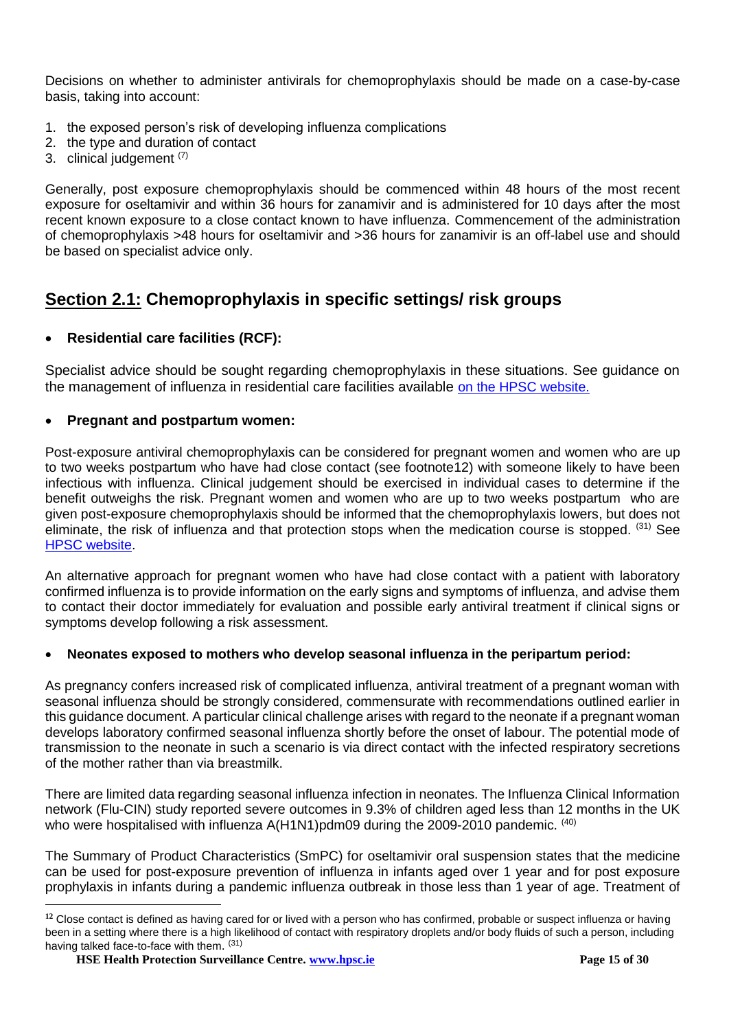Decisions on whether to administer antivirals for chemoprophylaxis should be made on a case-by-case basis, taking into account:

1. the exposed person's risk of developing influenza complications
2. the type and duration of contact
3. clinical judgement [7]

Generally, post exposure chemoprophylaxis should be commenced within 48 hours of the most recent exposure for oseltamivir and within 36 hours for zanamivir and is administered for 10 days after the most recent known exposure to a close contact known to have influenza. Commencement of the administration of chemoprophylaxis >48 hours for oseltamivir and >36 hours for zanamivir is an off-label use and should be based on specialist advice only.

## Section 2.1: Chemoprophylaxis in specific settings/ risk groups

- **Residential care facilities (RCF):**

Specialist advice should be sought regarding chemoprophylaxis in these situations. See guidance on the management of influenza in residential care facilities available on the HPSC website.

- **Pregnant and postpartum women:**

Post-exposure antiviral chemoprophylaxis can be considered for pregnant women and women who are up to two weeks postpartum who have had close contact (see footnote12) with someone likely to have been infectious with influenza. Clinical judgement should be exercised in individual cases to determine if the benefit outweighs the risk. Pregnant women and women who are up to two weeks postpartum who are given post-exposure chemoprophylaxis should be informed that the chemoprophylaxis lowers, but does not eliminate, the risk of influenza and that protection stops when the medication course is stopped. [31] See HPSC website.

An alternative approach for pregnant women who have had close contact with a patient with laboratory confirmed influenza is to provide information on the early signs and symptoms of influenza, and advise them to contact their doctor immediately for evaluation and possible early antiviral treatment if clinical signs or symptoms develop following a risk assessment.

- **Neonates exposed to mothers who develop seasonal influenza in the peripartum period:**

As pregnancy confers increased risk of complicated influenza, antiviral treatment of a pregnant woman with seasonal influenza should be strongly considered, commensurate with recommendations outlined earlier in this guidance document. A particular clinical challenge arises with regard to the neonate if a pregnant woman develops laboratory confirmed seasonal influenza shortly before the onset of labour. The potential mode of transmission to the neonate in such a scenario is via direct contact with the infected respiratory secretions of the mother rather than via breastmilk.

There are limited data regarding seasonal influenza infection in neonates. The Influenza Clinical Information network (Flu-CIN) study reported severe outcomes in 9.3% of children aged less than 12 months in the UK who were hospitalised with influenza A(H1N1)pdm09 during the 2009-2010 pandemic. [40]

The Summary of Product Characteristics (SmPC) for oseltamivir oral suspension states that the medicine can be used for post-exposure prevention of influenza in infants aged over 1 year and for post exposure prophylaxis in infants during a pandemic influenza outbreak in those less than 1 year of age. Treatment of

---

[12] Close contact is defined as having cared for or lived with a person who has confirmed, probable or suspect influenza or having been in a setting where there is a high likelihood of contact with respiratory droplets and/or body fluids of such a person, including having talked face-to-face with them. [31]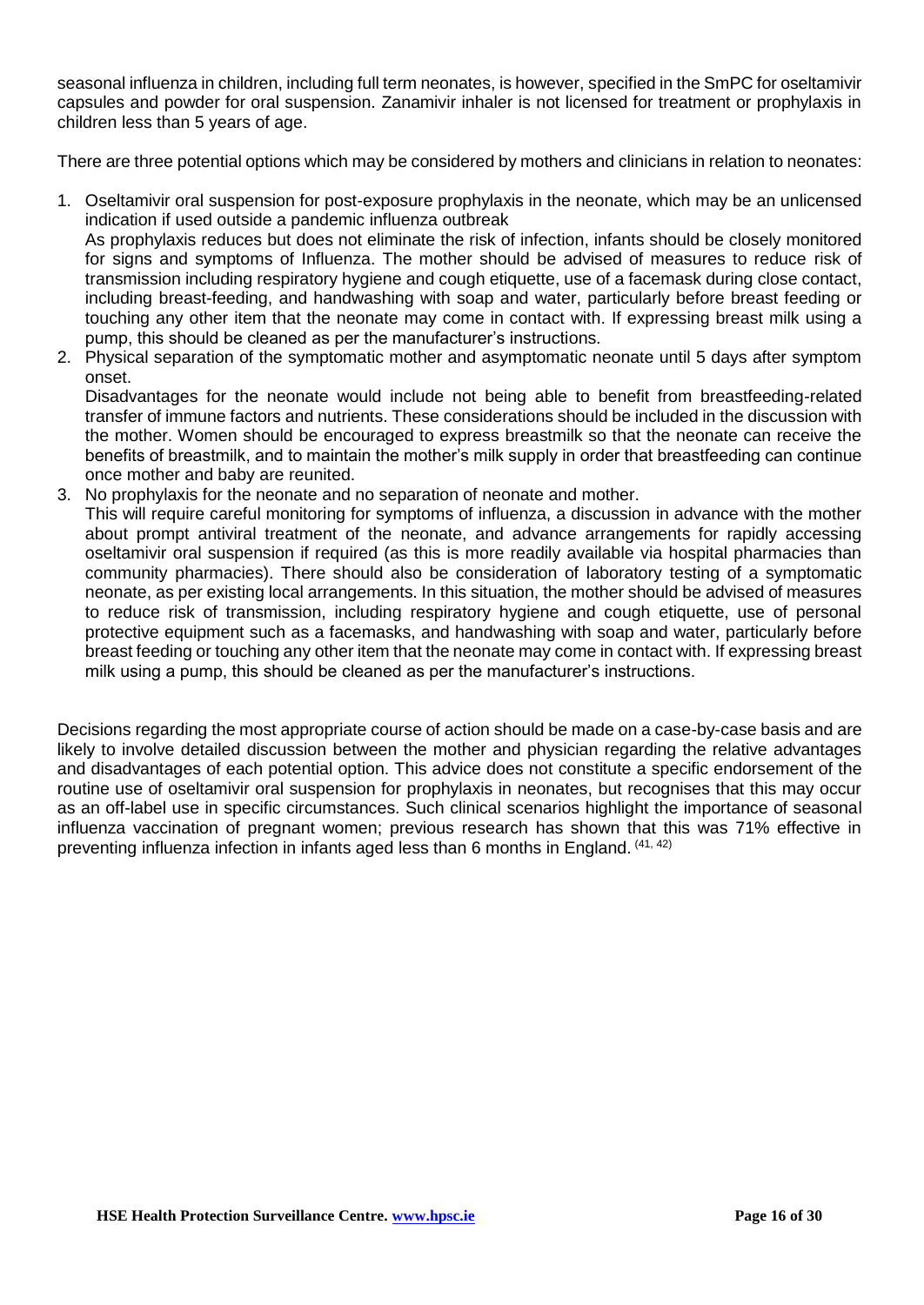seasonal influenza in children, including full term neonates, is however, specified in the SmPC for oseltamivir capsules and powder for oral suspension. Zanamivir inhaler is not licensed for treatment or prophylaxis in children less than 5 years of age.

There are three potential options which may be considered by mothers and clinicians in relation to neonates:

1. Oseltamivir oral suspension for post-exposure prophylaxis in the neonate, which may be an unlicensed indication if used outside a pandemic influenza outbreak
   As prophylaxis reduces but does not eliminate the risk of infection, infants should be closely monitored for signs and symptoms of Influenza. The mother should be advised of measures to reduce risk of transmission including respiratory hygiene and cough etiquette, use of a facemask during close contact, including breast-feeding, and handwashing with soap and water, particularly before breast feeding or touching any other item that the neonate may come in contact with. If expressing breast milk using a pump, this should be cleaned as per the manufacturer's instructions.
2. Physical separation of the symptomatic mother and asymptomatic neonate until 5 days after symptom onset.
   Disadvantages for the neonate would include not being able to benefit from breastfeeding-related transfer of immune factors and nutrients. These considerations should be included in the discussion with the mother. Women should be encouraged to express breastmilk so that the neonate can receive the benefits of breastmilk, and to maintain the mother's milk supply in order that breastfeeding can continue once mother and baby are reunited.
3. No prophylaxis for the neonate and no separation of neonate and mother.
   This will require careful monitoring for symptoms of influenza, a discussion in advance with the mother about prompt antiviral treatment of the neonate, and advance arrangements for rapidly accessing oseltamivir oral suspension if required (as this is more readily available via hospital pharmacies than community pharmacies). There should also be consideration of laboratory testing of a symptomatic neonate, as per existing local arrangements. In this situation, the mother should be advised of measures to reduce risk of transmission, including respiratory hygiene and cough etiquette, use of personal protective equipment such as a facemasks, and handwashing with soap and water, particularly before breast feeding or touching any other item that the neonate may come in contact with. If expressing breast milk using a pump, this should be cleaned as per the manufacturer's instructions.

Decisions regarding the most appropriate course of action should be made on a case-by-case basis and are likely to involve detailed discussion between the mother and physician regarding the relative advantages and disadvantages of each potential option. This advice does not constitute a specific endorsement of the routine use of oseltamivir oral suspension for prophylaxis in neonates, but recognises that this may occur as an off-label use in specific circumstances. Such clinical scenarios highlight the importance of seasonal influenza vaccination of pregnant women; previous research has shown that this was 71% effective in preventing influenza infection in infants aged less than 6 months in England. [41, 42]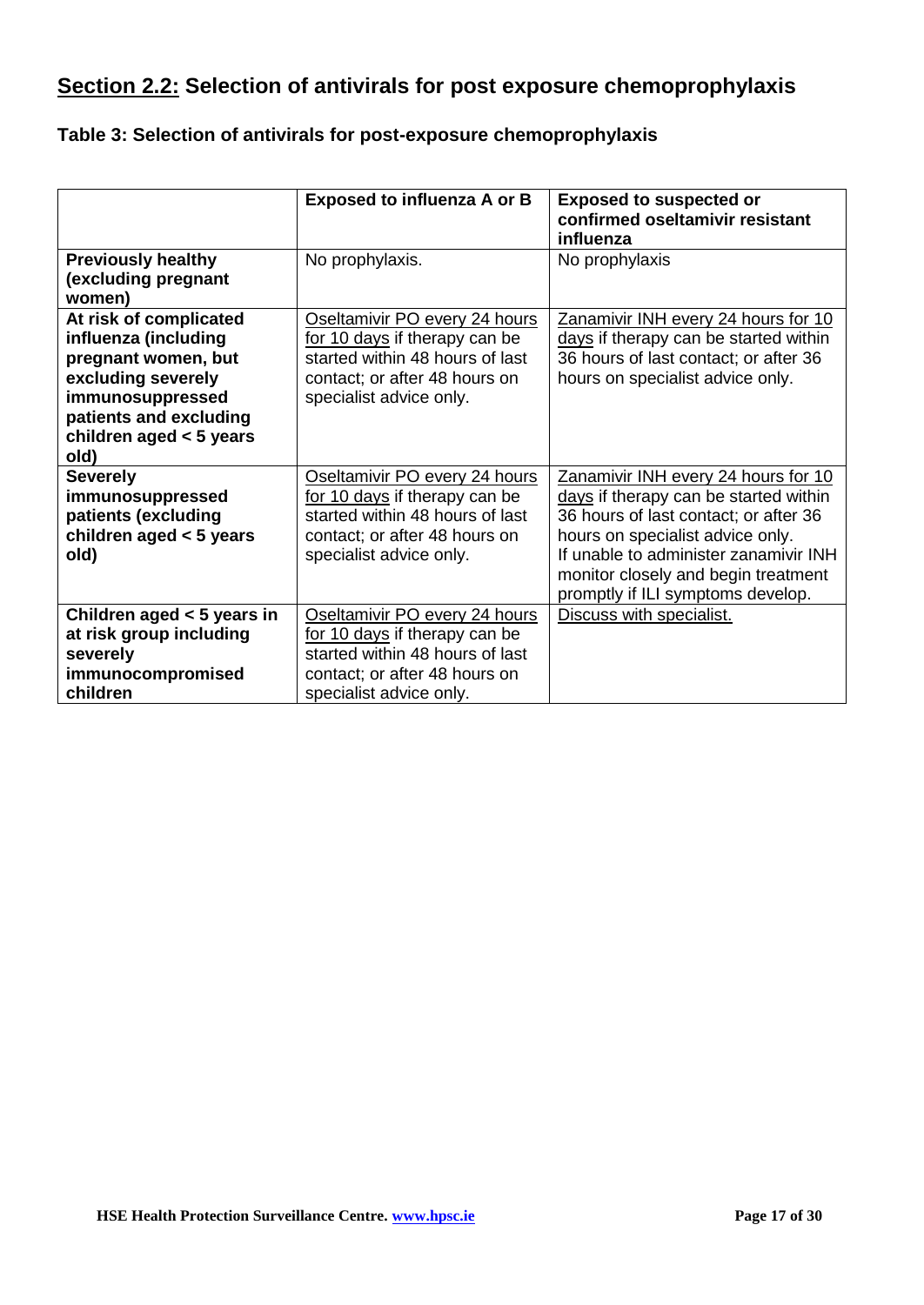## Section 2.2: Selection of antivirals for post exposure chemoprophylaxis

### Table 3: Selection of antivirals for post-exposure chemoprophylaxis

| | Exposed to influenza A or B | Exposed to suspected or confirmed oseltamivir resistant influenza |
|---|---|---|
| **Previously healthy (excluding pregnant women)** | No prophylaxis. | No prophylaxis |
| **At risk of complicated influenza (including pregnant women, but excluding severely immunosuppressed patients and excluding children aged < 5 years old)** | Oseltamivir PO every 24 hours for 10 days if therapy can be started within 48 hours of last contact; or after 48 hours on specialist advice only. | Zanamivir INH every 24 hours for 10 days if therapy can be started within 36 hours of last contact; or after 36 hours on specialist advice only. |
| **Severely immunosuppressed patients (excluding children aged < 5 years old)** | Oseltamivir PO every 24 hours for 10 days if therapy can be started within 48 hours of last contact; or after 48 hours on specialist advice only. | Zanamivir INH every 24 hours for 10 days if therapy can be started within 36 hours of last contact; or after 36 hours on specialist advice only. If unable to administer zanamivir INH monitor closely and begin treatment promptly if ILI symptoms develop. |
| **Children aged < 5 years in at risk group including severely immunocompromised children** | Oseltamivir PO every 24 hours for 10 days if therapy can be started within 48 hours of last contact; or after 48 hours on specialist advice only. | Discuss with specialist. |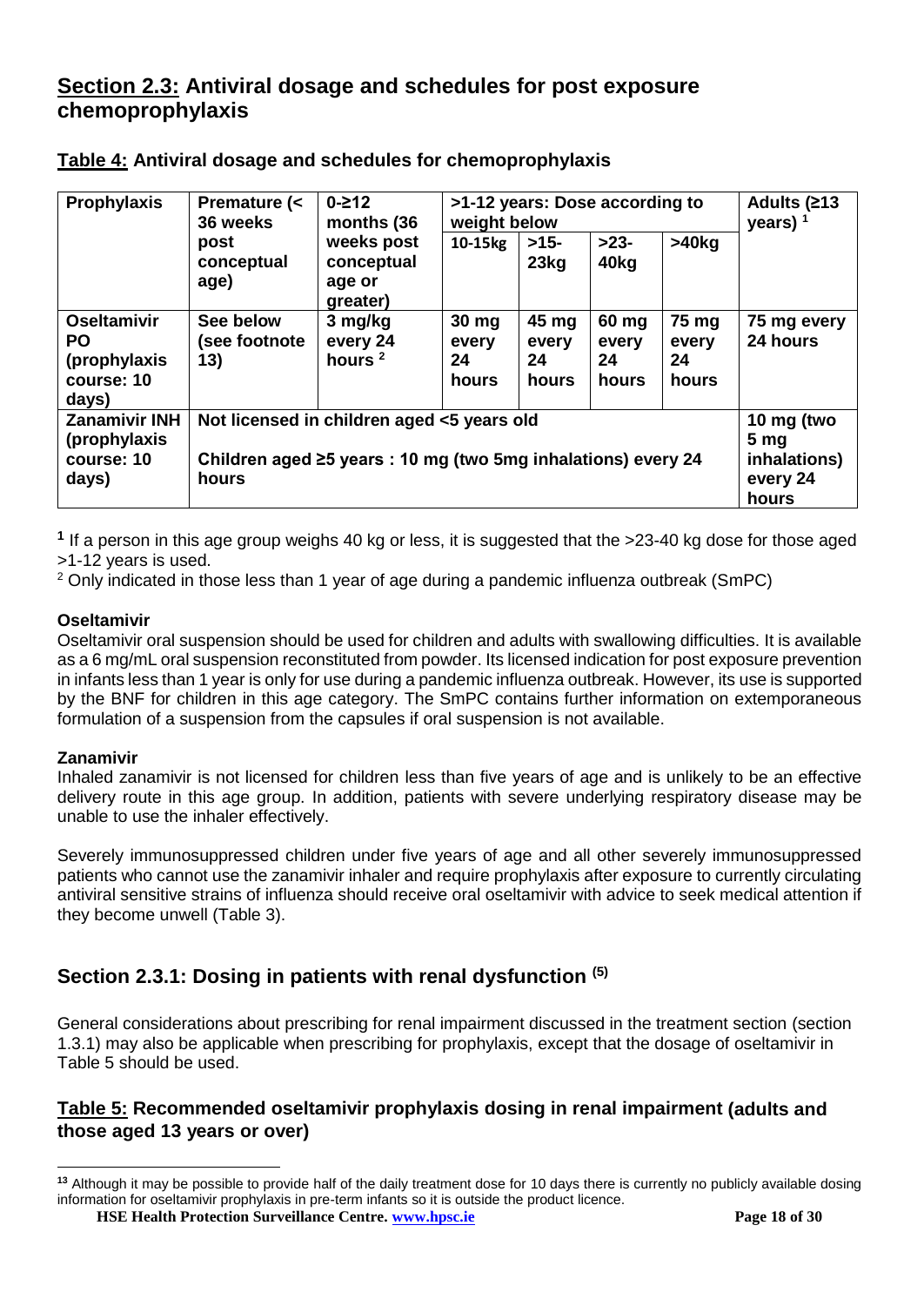## Section 2.3: Antiviral dosage and schedules for post exposure chemoprophylaxis

**Table 4: Antiviral dosage and schedules for chemoprophylaxis**

| Prophylaxis | Premature (< 36 weeks post conceptual age) | 0-≥12 months (36 weeks post conceptual age or greater) | >1-12 years: Dose according to weight below | | | | Adults (≥13 years) [1] |
|---|---|---|---|---|---|---|---|
| | | | 10-15kg | >15-23kg | >23-40kg | >40kg | |
| **Oseltamivir PO (prophylaxis course: 10 days)** | See below (see footnote 13) | 3 mg/kg every 24 hours [2] | 30 mg every 24 hours | 45 mg every 24 hours | 60 mg every 24 hours | 75 mg every 24 hours | 75 mg every 24 hours |
| **Zanamivir INH (prophylaxis course: 10 days)** | Not licensed in children aged <5 years old<br><br>Children aged ≥5 years : 10 mg (two 5mg inhalations) every 24 hours | | | | | | 10 mg (two 5 mg inhalations) every 24 hours |

[1] If a person in this age group weighs 40 kg or less, it is suggested that the >23-40 kg dose for those aged >1-12 years is used.

[2] Only indicated in those less than 1 year of age during a pandemic influenza outbreak (SmPC)

**Oseltamivir**

Oseltamivir oral suspension should be used for children and adults with swallowing difficulties. It is available as a 6 mg/mL oral suspension reconstituted from powder. Its licensed indication for post exposure prevention in infants less than 1 year is only for use during a pandemic influenza outbreak. However, its use is supported by the BNF for children in this age category. The SmPC contains further information on extemporaneous formulation of a suspension from the capsules if oral suspension is not available.

**Zanamivir**

Inhaled zanamivir is not licensed for children less than five years of age and is unlikely to be an effective delivery route in this age group. In addition, patients with severe underlying respiratory disease may be unable to use the inhaler effectively.

Severely immunosuppressed children under five years of age and all other severely immunosuppressed patients who cannot use the zanamivir inhaler and require prophylaxis after exposure to currently circulating antiviral sensitive strains of influenza should receive oral oseltamivir with advice to seek medical attention if they become unwell (Table 3).

### Section 2.3.1: Dosing in patients with renal dysfunction [(5)]

General considerations about prescribing for renal impairment discussed in the treatment section (section 1.3.1) may also be applicable when prescribing for prophylaxis, except that the dosage of oseltamivir in Table 5 should be used.

### Table 5: Recommended oseltamivir prophylaxis dosing in renal impairment (adults and those aged 13 years or over)

[13] Although it may be possible to provide half of the daily treatment dose for 10 days there is currently no publicly available dosing information for oseltamivir prophylaxis in pre-term infants so it is outside the product licence.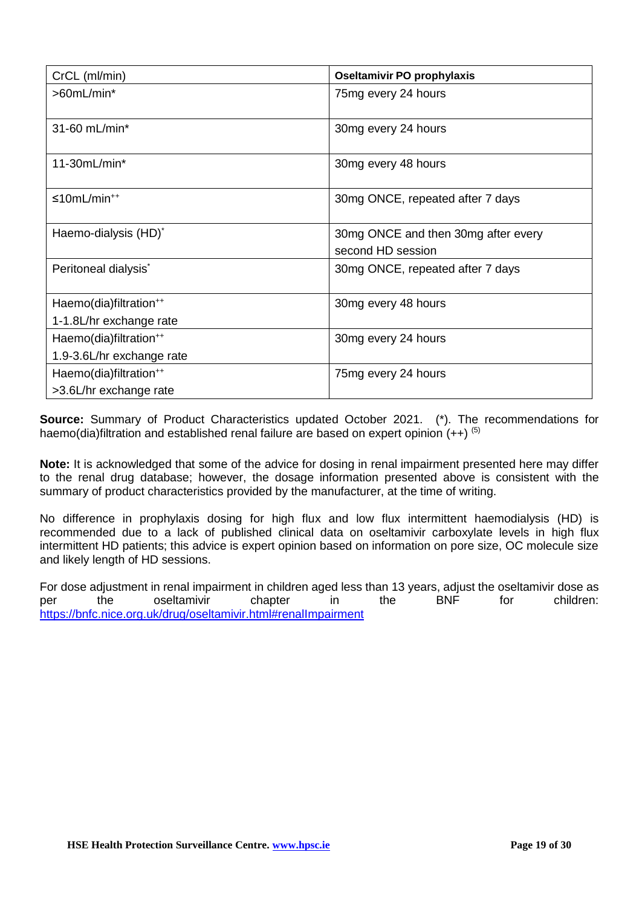| CrCL (ml/min) | **Oseltamivir PO prophylaxis** |
|---|---|
| >60mL/min* | 75mg every 24 hours |
| 31-60 mL/min* | 30mg every 24 hours |
| 11-30mL/min* | 30mg every 48 hours |
| ≤10mL/min++ | 30mg ONCE, repeated after 7 days |
| Haemo-dialysis (HD)* | 30mg ONCE and then 30mg after every second HD session |
| Peritoneal dialysis* | 30mg ONCE, repeated after 7 days |
| Haemo(dia)filtration++ 1-1.8L/hr exchange rate | 30mg every 48 hours |
| Haemo(dia)filtration++ 1.9-3.6L/hr exchange rate | 30mg every 24 hours |
| Haemo(dia)filtration++ >3.6L/hr exchange rate | 75mg every 24 hours |

**Source:** Summary of Product Characteristics updated October 2021. (*). The recommendations for haemo(dia)filtration and established renal failure are based on expert opinion (++) [5]

**Note:** It is acknowledged that some of the advice for dosing in renal impairment presented here may differ to the renal drug database; however, the dosage information presented above is consistent with the summary of product characteristics provided by the manufacturer, at the time of writing.

No difference in prophylaxis dosing for high flux and low flux intermittent haemodialysis (HD) is recommended due to a lack of published clinical data on oseltamivir carboxylate levels in high flux intermittent HD patients; this advice is expert opinion based on information on pore size, OC molecule size and likely length of HD sessions.

For dose adjustment in renal impairment in children aged less than 13 years, adjust the oseltamivir dose as per the oseltamivir chapter in the BNF for children: https://bnfc.nice.org.uk/drug/oseltamivir.html#renalImpairment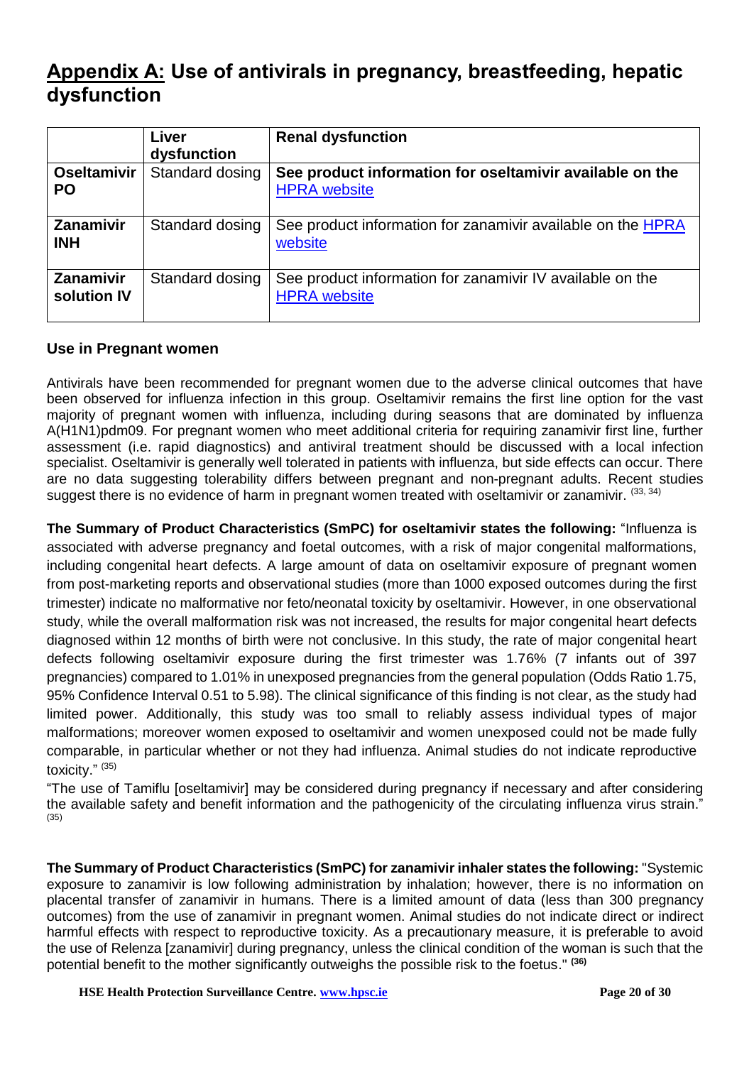## Appendix A: Use of antivirals in pregnancy, breastfeeding, hepatic dysfunction

| | Liver dysfunction | Renal dysfunction |
|---|---|---|
| **Oseltamivir PO** | Standard dosing | **See product information for oseltamivir available on the [HPRA website]()** |
| **Zanamivir INH** | Standard dosing | See product information for zanamivir available on the [HPRA website]() |
| **Zanamivir solution IV** | Standard dosing | See product information for zanamivir IV available on the [HPRA website]() |

### Use in Pregnant women

Antivirals have been recommended for pregnant women due to the adverse clinical outcomes that have been observed for influenza infection in this group. Oseltamivir remains the first line option for the vast majority of pregnant women with influenza, including during seasons that are dominated by influenza A(H1N1)pdm09. For pregnant women who meet additional criteria for requiring zanamivir first line, further assessment (i.e. rapid diagnostics) and antiviral treatment should be discussed with a local infection specialist. Oseltamivir is generally well tolerated in patients with influenza, but side effects can occur. There are no data suggesting tolerability differs between pregnant and non-pregnant adults. Recent studies suggest there is no evidence of harm in pregnant women treated with oseltamivir or zanamivir. [33, 34]

**The Summary of Product Characteristics (SmPC) for oseltamivir states the following:** "Influenza is associated with adverse pregnancy and foetal outcomes, with a risk of major congenital malformations, including congenital heart defects. A large amount of data on oseltamivir exposure of pregnant women from post-marketing reports and observational studies (more than 1000 exposed outcomes during the first trimester) indicate no malformative nor feto/neonatal toxicity by oseltamivir. However, in one observational study, while the overall malformation risk was not increased, the results for major congenital heart defects diagnosed within 12 months of birth were not conclusive. In this study, the rate of major congenital heart defects following oseltamivir exposure during the first trimester was 1.76% (7 infants out of 397 pregnancies) compared to 1.01% in unexposed pregnancies from the general population (Odds Ratio 1.75, 95% Confidence Interval 0.51 to 5.98). The clinical significance of this finding is not clear, as the study had limited power. Additionally, this study was too small to reliably assess individual types of major malformations; moreover women exposed to oseltamivir and women unexposed could not be made fully comparable, in particular whether or not they had influenza. Animal studies do not indicate reproductive toxicity." [35]

"The use of Tamiflu [oseltamivir] may be considered during pregnancy if necessary and after considering the available safety and benefit information and the pathogenicity of the circulating influenza virus strain." [35]

**The Summary of Product Characteristics (SmPC) for zanamivir inhaler states the following:** "Systemic exposure to zanamivir is low following administration by inhalation; however, there is no information on placental transfer of zanamivir in humans. There is a limited amount of data (less than 300 pregnancy outcomes) from the use of zanamivir in pregnant women. Animal studies do not indicate direct or indirect harmful effects with respect to reproductive toxicity. As a precautionary measure, it is preferable to avoid the use of Relenza [zanamivir] during pregnancy, unless the clinical condition of the woman is such that the potential benefit to the mother significantly outweighs the possible risk to the foetus." [36]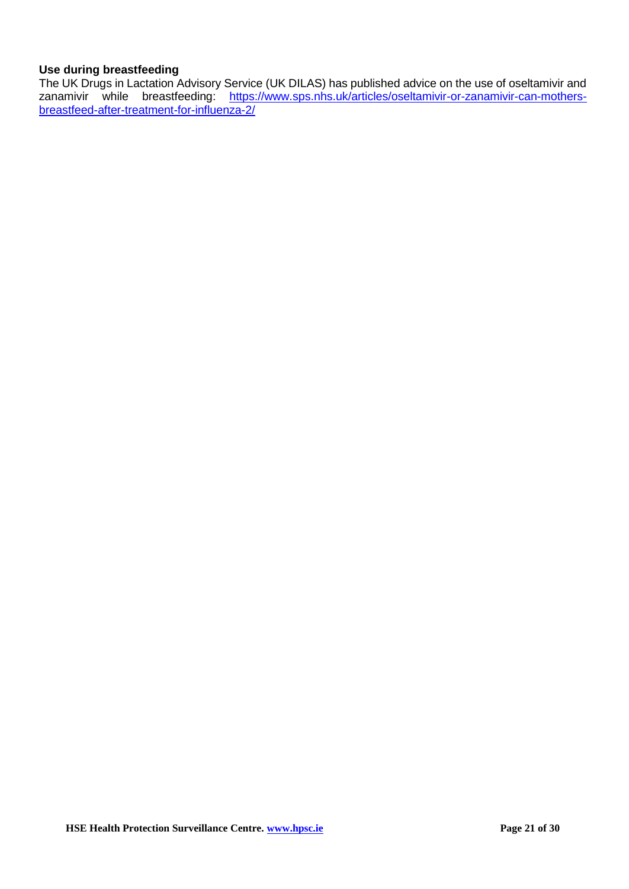### Use during breastfeeding

The UK Drugs in Lactation Advisory Service (UK DILAS) has published advice on the use of oseltamivir and zanamivir while breastfeeding: [https://www.sps.nhs.uk/articles/oseltamivir-or-zanamivir-can-mothers-breastfeed-after-treatment-for-influenza-2/](https://www.sps.nhs.uk/articles/oseltamivir-or-zanamivir-can-mothers-breastfeed-after-treatment-for-influenza-2/)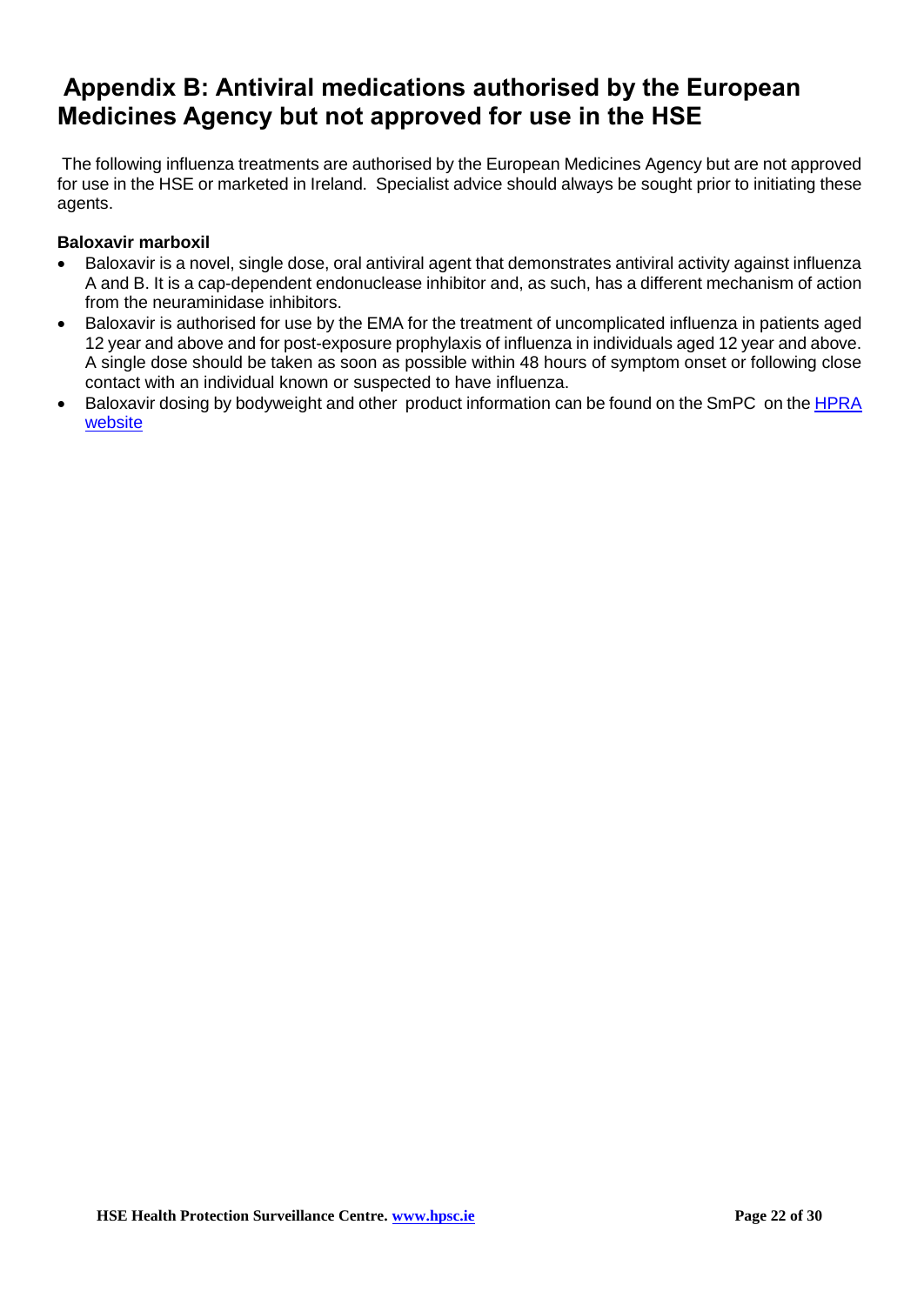# Appendix B: Antiviral medications authorised by the European Medicines Agency but not approved for use in the HSE

The following influenza treatments are authorised by the European Medicines Agency but are not approved for use in the HSE or marketed in Ireland. Specialist advice should always be sought prior to initiating these agents.

**Baloxavir marboxil**

- Baloxavir is a novel, single dose, oral antiviral agent that demonstrates antiviral activity against influenza A and B. It is a cap-dependent endonuclease inhibitor and, as such, has a different mechanism of action from the neuraminidase inhibitors.
- Baloxavir is authorised for use by the EMA for the treatment of uncomplicated influenza in patients aged 12 year and above and for post-exposure prophylaxis of influenza in individuals aged 12 year and above. A single dose should be taken as soon as possible within 48 hours of symptom onset or following close contact with an individual known or suspected to have influenza.
- Baloxavir dosing by bodyweight and other product information can be found on the SmPC on the [HPRA website](#)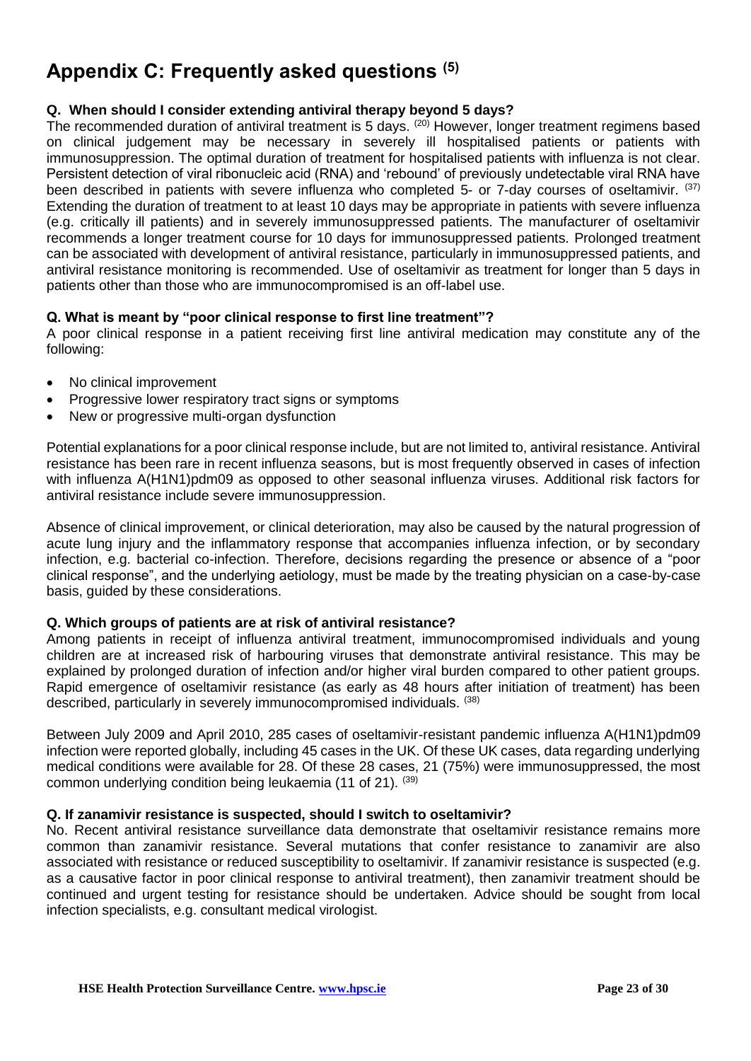# Appendix C: Frequently asked questions [5]

**Q. When should I consider extending antiviral therapy beyond 5 days?**

The recommended duration of antiviral treatment is 5 days. [20] However, longer treatment regimens based on clinical judgement may be necessary in severely ill hospitalised patients or patients with immunosuppression. The optimal duration of treatment for hospitalised patients with influenza is not clear. Persistent detection of viral ribonucleic acid (RNA) and 'rebound' of previously undetectable viral RNA have been described in patients with severe influenza who completed 5- or 7-day courses of oseltamivir. [37] Extending the duration of treatment to at least 10 days may be appropriate in patients with severe influenza (e.g. critically ill patients) and in severely immunosuppressed patients. The manufacturer of oseltamivir recommends a longer treatment course for 10 days for immunosuppressed patients. Prolonged treatment can be associated with development of antiviral resistance, particularly in immunosuppressed patients, and antiviral resistance monitoring is recommended. Use of oseltamivir as treatment for longer than 5 days in patients other than those who are immunocompromised is an off-label use.

**Q. What is meant by "poor clinical response to first line treatment"?**

A poor clinical response in a patient receiving first line antiviral medication may constitute any of the following:

- No clinical improvement
- Progressive lower respiratory tract signs or symptoms
- New or progressive multi-organ dysfunction

Potential explanations for a poor clinical response include, but are not limited to, antiviral resistance. Antiviral resistance has been rare in recent influenza seasons, but is most frequently observed in cases of infection with influenza A(H1N1)pdm09 as opposed to other seasonal influenza viruses. Additional risk factors for antiviral resistance include severe immunosuppression.

Absence of clinical improvement, or clinical deterioration, may also be caused by the natural progression of acute lung injury and the inflammatory response that accompanies influenza infection, or by secondary infection, e.g. bacterial co-infection. Therefore, decisions regarding the presence or absence of a "poor clinical response", and the underlying aetiology, must be made by the treating physician on a case-by-case basis, guided by these considerations.

**Q. Which groups of patients are at risk of antiviral resistance?**

Among patients in receipt of influenza antiviral treatment, immunocompromised individuals and young children are at increased risk of harbouring viruses that demonstrate antiviral resistance. This may be explained by prolonged duration of infection and/or higher viral burden compared to other patient groups. Rapid emergence of oseltamivir resistance (as early as 48 hours after initiation of treatment) has been described, particularly in severely immunocompromised individuals. [38]

Between July 2009 and April 2010, 285 cases of oseltamivir-resistant pandemic influenza A(H1N1)pdm09 infection were reported globally, including 45 cases in the UK. Of these UK cases, data regarding underlying medical conditions were available for 28. Of these 28 cases, 21 (75%) were immunosuppressed, the most common underlying condition being leukaemia (11 of 21). [39]

**Q. If zanamivir resistance is suspected, should I switch to oseltamivir?**

No. Recent antiviral resistance surveillance data demonstrate that oseltamivir resistance remains more common than zanamivir resistance. Several mutations that confer resistance to zanamivir are also associated with resistance or reduced susceptibility to oseltamivir. If zanamivir resistance is suspected (e.g. as a causative factor in poor clinical response to antiviral treatment), then zanamivir treatment should be continued and urgent testing for resistance should be undertaken. Advice should be sought from local infection specialists, e.g. consultant medical virologist.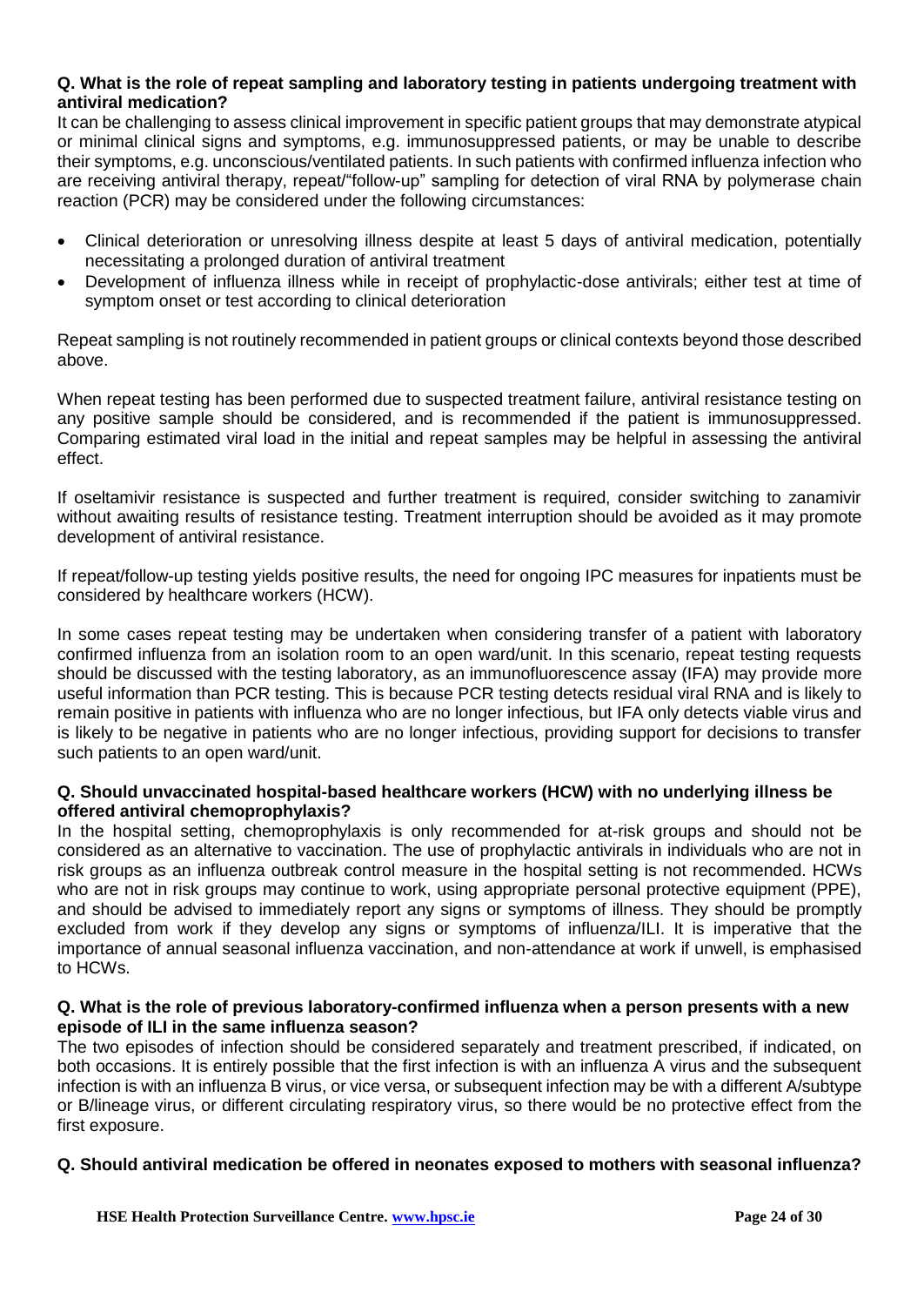**Q. What is the role of repeat sampling and laboratory testing in patients undergoing treatment with antiviral medication?**

It can be challenging to assess clinical improvement in specific patient groups that may demonstrate atypical or minimal clinical signs and symptoms, e.g. immunosuppressed patients, or may be unable to describe their symptoms, e.g. unconscious/ventilated patients. In such patients with confirmed influenza infection who are receiving antiviral therapy, repeat/"follow-up" sampling for detection of viral RNA by polymerase chain reaction (PCR) may be considered under the following circumstances:

- Clinical deterioration or unresolving illness despite at least 5 days of antiviral medication, potentially necessitating a prolonged duration of antiviral treatment
- Development of influenza illness while in receipt of prophylactic-dose antivirals; either test at time of symptom onset or test according to clinical deterioration

Repeat sampling is not routinely recommended in patient groups or clinical contexts beyond those described above.

When repeat testing has been performed due to suspected treatment failure, antiviral resistance testing on any positive sample should be considered, and is recommended if the patient is immunosuppressed. Comparing estimated viral load in the initial and repeat samples may be helpful in assessing the antiviral effect.

If oseltamivir resistance is suspected and further treatment is required, consider switching to zanamivir without awaiting results of resistance testing. Treatment interruption should be avoided as it may promote development of antiviral resistance.

If repeat/follow-up testing yields positive results, the need for ongoing IPC measures for inpatients must be considered by healthcare workers (HCW).

In some cases repeat testing may be undertaken when considering transfer of a patient with laboratory confirmed influenza from an isolation room to an open ward/unit. In this scenario, repeat testing requests should be discussed with the testing laboratory, as an immunofluorescence assay (IFA) may provide more useful information than PCR testing. This is because PCR testing detects residual viral RNA and is likely to remain positive in patients with influenza who are no longer infectious, but IFA only detects viable virus and is likely to be negative in patients who are no longer infectious, providing support for decisions to transfer such patients to an open ward/unit.

**Q. Should unvaccinated hospital-based healthcare workers (HCW) with no underlying illness be offered antiviral chemoprophylaxis?**

In the hospital setting, chemoprophylaxis is only recommended for at-risk groups and should not be considered as an alternative to vaccination. The use of prophylactic antivirals in individuals who are not in risk groups as an influenza outbreak control measure in the hospital setting is not recommended. HCWs who are not in risk groups may continue to work, using appropriate personal protective equipment (PPE), and should be advised to immediately report any signs or symptoms of illness. They should be promptly excluded from work if they develop any signs or symptoms of influenza/ILI. It is imperative that the importance of annual seasonal influenza vaccination, and non-attendance at work if unwell, is emphasised to HCWs.

**Q. What is the role of previous laboratory-confirmed influenza when a person presents with a new episode of ILI in the same influenza season?**

The two episodes of infection should be considered separately and treatment prescribed, if indicated, on both occasions. It is entirely possible that the first infection is with an influenza A virus and the subsequent infection is with an influenza B virus, or vice versa, or subsequent infection may be with a different A/subtype or B/lineage virus, or different circulating respiratory virus, so there would be no protective effect from the first exposure.

**Q. Should antiviral medication be offered in neonates exposed to mothers with seasonal influenza?**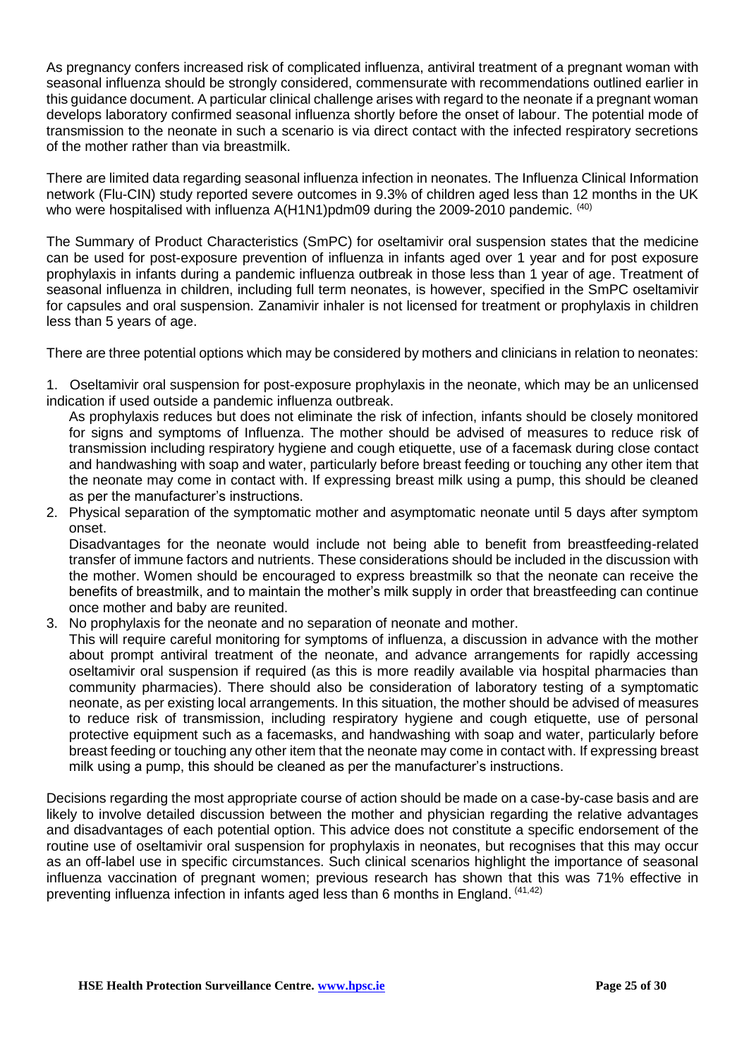As pregnancy confers increased risk of complicated influenza, antiviral treatment of a pregnant woman with seasonal influenza should be strongly considered, commensurate with recommendations outlined earlier in this guidance document. A particular clinical challenge arises with regard to the neonate if a pregnant woman develops laboratory confirmed seasonal influenza shortly before the onset of labour. The potential mode of transmission to the neonate in such a scenario is via direct contact with the infected respiratory secretions of the mother rather than via breastmilk.

There are limited data regarding seasonal influenza infection in neonates. The Influenza Clinical Information network (Flu-CIN) study reported severe outcomes in 9.3% of children aged less than 12 months in the UK who were hospitalised with influenza A(H1N1)pdm09 during the 2009-2010 pandemic. [40]

The Summary of Product Characteristics (SmPC) for oseltamivir oral suspension states that the medicine can be used for post-exposure prevention of influenza in infants aged over 1 year and for post exposure prophylaxis in infants during a pandemic influenza outbreak in those less than 1 year of age. Treatment of seasonal influenza in children, including full term neonates, is however, specified in the SmPC oseltamivir for capsules and oral suspension. Zanamivir inhaler is not licensed for treatment or prophylaxis in children less than 5 years of age.

There are three potential options which may be considered by mothers and clinicians in relation to neonates:

1. Oseltamivir oral suspension for post-exposure prophylaxis in the neonate, which may be an unlicensed indication if used outside a pandemic influenza outbreak.
   As prophylaxis reduces but does not eliminate the risk of infection, infants should be closely monitored for signs and symptoms of Influenza. The mother should be advised of measures to reduce risk of transmission including respiratory hygiene and cough etiquette, use of a facemask during close contact and handwashing with soap and water, particularly before breast feeding or touching any other item that the neonate may come in contact with. If expressing breast milk using a pump, this should be cleaned as per the manufacturer's instructions.
2. Physical separation of the symptomatic mother and asymptomatic neonate until 5 days after symptom onset.
   Disadvantages for the neonate would include not being able to benefit from breastfeeding-related transfer of immune factors and nutrients. These considerations should be included in the discussion with the mother. Women should be encouraged to express breastmilk so that the neonate can receive the benefits of breastmilk, and to maintain the mother's milk supply in order that breastfeeding can continue once mother and baby are reunited.
3. No prophylaxis for the neonate and no separation of neonate and mother.
   This will require careful monitoring for symptoms of influenza, a discussion in advance with the mother about prompt antiviral treatment of the neonate, and advance arrangements for rapidly accessing oseltamivir oral suspension if required (as this is more readily available via hospital pharmacies than community pharmacies). There should also be consideration of laboratory testing of a symptomatic neonate, as per existing local arrangements. In this situation, the mother should be advised of measures to reduce risk of transmission, including respiratory hygiene and cough etiquette, use of personal protective equipment such as a facemasks, and handwashing with soap and water, particularly before breast feeding or touching any other item that the neonate may come in contact with. If expressing breast milk using a pump, this should be cleaned as per the manufacturer's instructions.

Decisions regarding the most appropriate course of action should be made on a case-by-case basis and are likely to involve detailed discussion between the mother and physician regarding the relative advantages and disadvantages of each potential option. This advice does not constitute a specific endorsement of the routine use of oseltamivir oral suspension for prophylaxis in neonates, but recognises that this may occur as an off-label use in specific circumstances. Such clinical scenarios highlight the importance of seasonal influenza vaccination of pregnant women; previous research has shown that this was 71% effective in preventing influenza infection in infants aged less than 6 months in England. [41,42]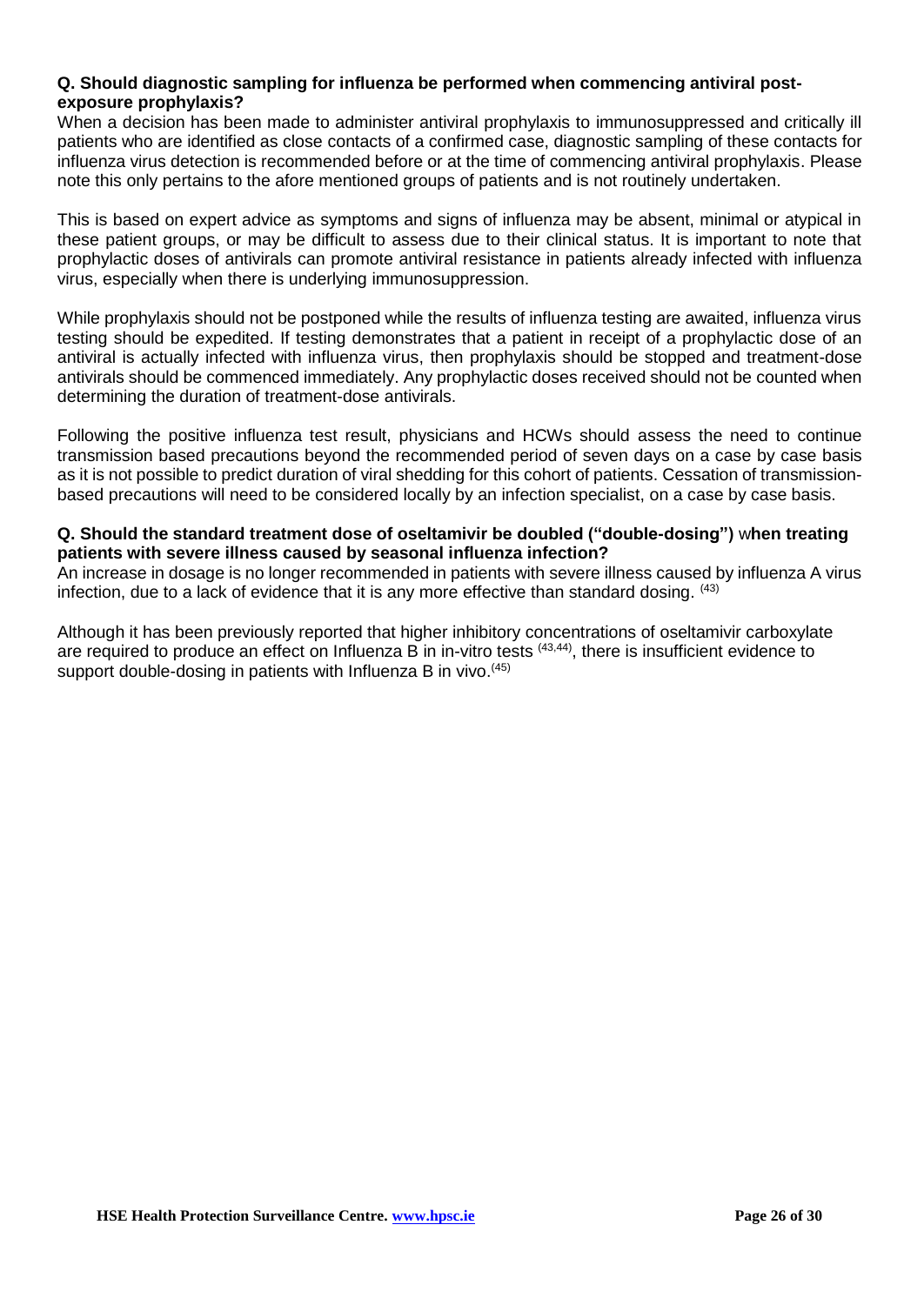**Q. Should diagnostic sampling for influenza be performed when commencing antiviral post-exposure prophylaxis?**

When a decision has been made to administer antiviral prophylaxis to immunosuppressed and critically ill patients who are identified as close contacts of a confirmed case, diagnostic sampling of these contacts for influenza virus detection is recommended before or at the time of commencing antiviral prophylaxis. Please note this only pertains to the afore mentioned groups of patients and is not routinely undertaken.

This is based on expert advice as symptoms and signs of influenza may be absent, minimal or atypical in these patient groups, or may be difficult to assess due to their clinical status. It is important to note that prophylactic doses of antivirals can promote antiviral resistance in patients already infected with influenza virus, especially when there is underlying immunosuppression.

While prophylaxis should not be postponed while the results of influenza testing are awaited, influenza virus testing should be expedited. If testing demonstrates that a patient in receipt of a prophylactic dose of an antiviral is actually infected with influenza virus, then prophylaxis should be stopped and treatment-dose antivirals should be commenced immediately. Any prophylactic doses received should not be counted when determining the duration of treatment-dose antivirals.

Following the positive influenza test result, physicians and HCWs should assess the need to continue transmission based precautions beyond the recommended period of seven days on a case by case basis as it is not possible to predict duration of viral shedding for this cohort of patients. Cessation of transmission-based precautions will need to be considered locally by an infection specialist, on a case by case basis.

**Q. Should the standard treatment dose of oseltamivir be doubled ("double-dosing") when treating patients with severe illness caused by seasonal influenza infection?**

An increase in dosage is no longer recommended in patients with severe illness caused by influenza A virus infection, due to a lack of evidence that it is any more effective than standard dosing. [43]

Although it has been previously reported that higher inhibitory concentrations of oseltamivir carboxylate are required to produce an effect on Influenza B in in-vitro tests [43,44], there is insufficient evidence to support double-dosing in patients with Influenza B in vivo.[45]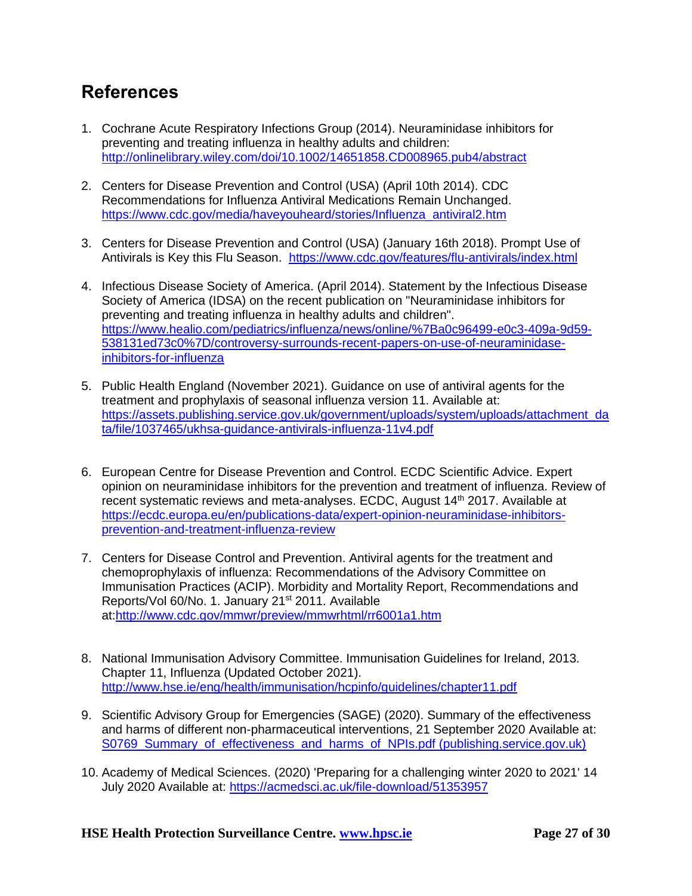## References

1. Cochrane Acute Respiratory Infections Group (2014). Neuraminidase inhibitors for preventing and treating influenza in healthy adults and children: http://onlinelibrary.wiley.com/doi/10.1002/14651858.CD008965.pub4/abstract

2. Centers for Disease Prevention and Control (USA) (April 10th 2014). CDC Recommendations for Influenza Antiviral Medications Remain Unchanged. https://www.cdc.gov/media/haveyouheard/stories/Influenza_antiviral2.htm

3. Centers for Disease Prevention and Control (USA) (January 16th 2018). Prompt Use of Antivirals is Key this Flu Season. https://www.cdc.gov/features/flu-antivirals/index.html

4. Infectious Disease Society of America. (April 2014). Statement by the Infectious Disease Society of America (IDSA) on the recent publication on "Neuraminidase inhibitors for preventing and treating influenza in healthy adults and children". https://www.healio.com/pediatrics/influenza/news/online/%7Ba0c96499-e0c3-409a-9d59-538131ed73c0%7D/controversy-surrounds-recent-papers-on-use-of-neuraminidase-inhibitors-for-influenza

5. Public Health England (November 2021). Guidance on use of antiviral agents for the treatment and prophylaxis of seasonal influenza version 11. Available at: https://assets.publishing.service.gov.uk/government/uploads/system/uploads/attachment_data/file/1037465/ukhsa-guidance-antivirals-influenza-11v4.pdf

6. European Centre for Disease Prevention and Control. ECDC Scientific Advice. Expert opinion on neuraminidase inhibitors for the prevention and treatment of influenza. Review of recent systematic reviews and meta-analyses. ECDC, August 14th 2017. Available at https://ecdc.europa.eu/en/publications-data/expert-opinion-neuraminidase-inhibitors-prevention-and-treatment-influenza-review

7. Centers for Disease Control and Prevention. Antiviral agents for the treatment and chemoprophylaxis of influenza: Recommendations of the Advisory Committee on Immunisation Practices (ACIP). Morbidity and Mortality Report, Recommendations and Reports/Vol 60/No. 1. January 21st 2011. Available at:http://www.cdc.gov/mmwr/preview/mmwrhtml/rr6001a1.htm

8. National Immunisation Advisory Committee. Immunisation Guidelines for Ireland, 2013. Chapter 11, Influenza (Updated October 2021). http://www.hse.ie/eng/health/immunisation/hcpinfo/guidelines/chapter11.pdf

9. Scientific Advisory Group for Emergencies (SAGE) (2020). Summary of the effectiveness and harms of different non-pharmaceutical interventions, 21 September 2020 Available at: S0769_Summary_of_effectiveness_and_harms_of_NPIs.pdf (publishing.service.gov.uk)

10. Academy of Medical Sciences. (2020) 'Preparing for a challenging winter 2020 to 2021' 14 July 2020 Available at: https://acmedsci.ac.uk/file-download/51353957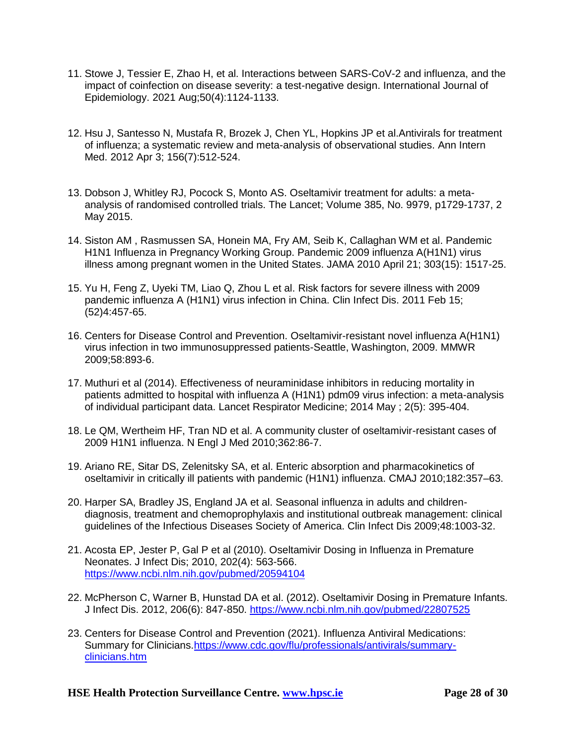11. Stowe J, Tessier E, Zhao H, et al. Interactions between SARS-CoV-2 and influenza, and the impact of coinfection on disease severity: a test-negative design. International Journal of Epidemiology. 2021 Aug;50(4):1124-1133.

12. Hsu J, Santesso N, Mustafa R, Brozek J, Chen YL, Hopkins JP et al.Antivirals for treatment of influenza; a systematic review and meta-analysis of observational studies. Ann Intern Med. 2012 Apr 3; 156(7):512-524.

13. Dobson J, Whitley RJ, Pocock S, Monto AS. Oseltamivir treatment for adults: a meta-analysis of randomised controlled trials. The Lancet; Volume 385, No. 9979, p1729-1737, 2 May 2015.

14. Siston AM , Rasmussen SA, Honein MA, Fry AM, Seib K, Callaghan WM et al. Pandemic H1N1 Influenza in Pregnancy Working Group. Pandemic 2009 influenza A(H1N1) virus illness among pregnant women in the United States. JAMA 2010 April 21; 303(15): 1517-25.

15. Yu H, Feng Z, Uyeki TM, Liao Q, Zhou L et al. Risk factors for severe illness with 2009 pandemic influenza A (H1N1) virus infection in China. Clin Infect Dis. 2011 Feb 15; (52)4:457-65.

16. Centers for Disease Control and Prevention. Oseltamivir-resistant novel influenza A(H1N1) virus infection in two immunosuppressed patients-Seattle, Washington, 2009. MMWR 2009;58:893-6.

17. Muthuri et al (2014). Effectiveness of neuraminidase inhibitors in reducing mortality in patients admitted to hospital with influenza A (H1N1) pdm09 virus infection: a meta-analysis of individual participant data. Lancet Respirator Medicine; 2014 May ; 2(5): 395-404.

18. Le QM, Wertheim HF, Tran ND et al. A community cluster of oseltamivir-resistant cases of 2009 H1N1 influenza. N Engl J Med 2010;362:86-7.

19. Ariano RE, Sitar DS, Zelenitsky SA, et al. Enteric absorption and pharmacokinetics of oseltamivir in critically ill patients with pandemic (H1N1) influenza. CMAJ 2010;182:357–63.

20. Harper SA, Bradley JS, England JA et al. Seasonal influenza in adults and children-diagnosis, treatment and chemoprophylaxis and institutional outbreak management: clinical guidelines of the Infectious Diseases Society of America. Clin Infect Dis 2009;48:1003-32.

21. Acosta EP, Jester P, Gal P et al (2010). Oseltamivir Dosing in Influenza in Premature Neonates. J Infect Dis; 2010, 202(4): 563-566. https://www.ncbi.nlm.nih.gov/pubmed/20594104

22. McPherson C, Warner B, Hunstad DA et al. (2012). Oseltamivir Dosing in Premature Infants. J Infect Dis. 2012, 206(6): 847-850. https://www.ncbi.nlm.nih.gov/pubmed/22807525

23. Centers for Disease Control and Prevention (2021). Influenza Antiviral Medications: Summary for Clinicians.https://www.cdc.gov/flu/professionals/antivirals/summary-clinicians.htm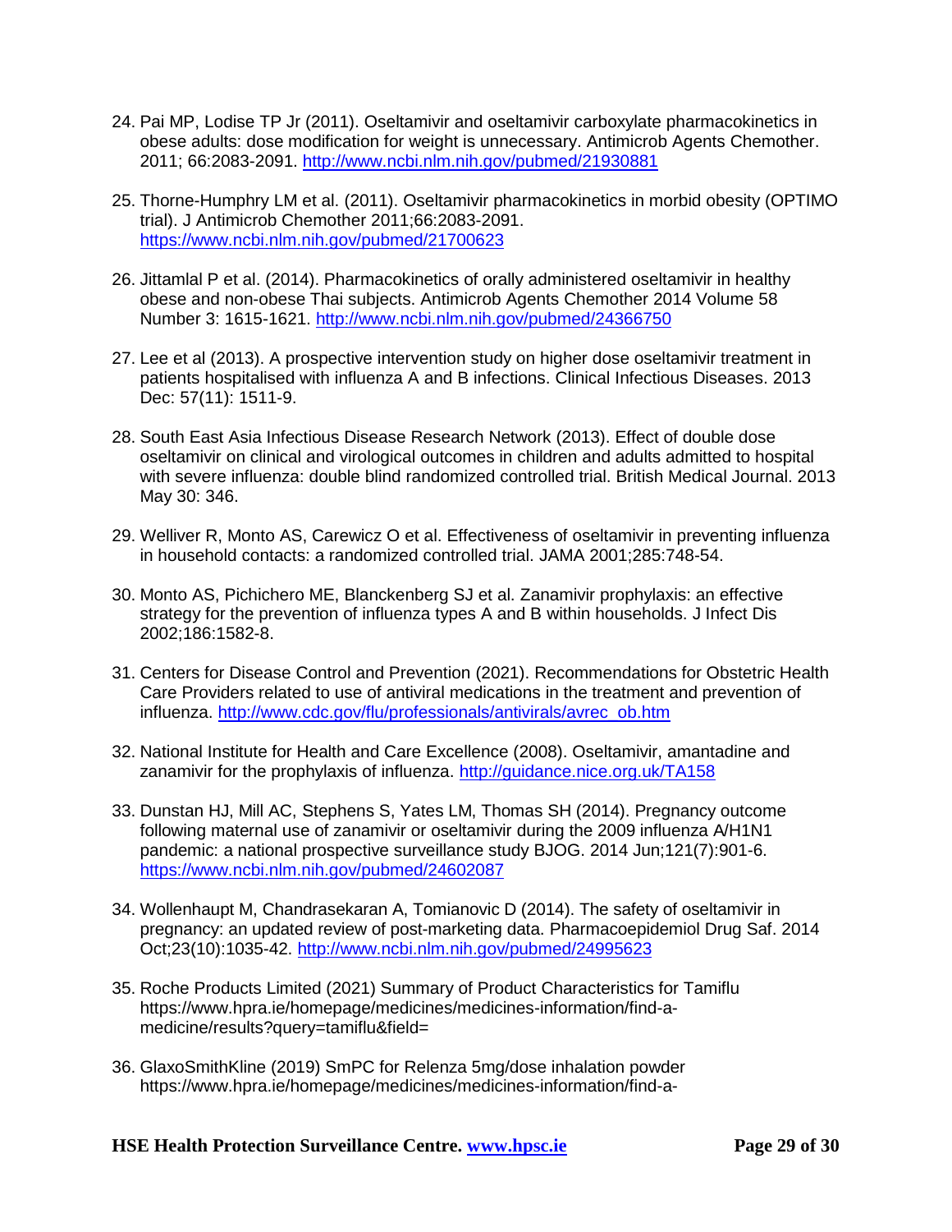24. Pai MP, Lodise TP Jr (2011). Oseltamivir and oseltamivir carboxylate pharmacokinetics in obese adults: dose modification for weight is unnecessary. Antimicrob Agents Chemother. 2011; 66:2083-2091. http://www.ncbi.nlm.nih.gov/pubmed/21930881

25. Thorne-Humphry LM et al. (2011). Oseltamivir pharmacokinetics in morbid obesity (OPTIMO trial). J Antimicrob Chemother 2011;66:2083-2091. https://www.ncbi.nlm.nih.gov/pubmed/21700623

26. Jittamlal P et al. (2014). Pharmacokinetics of orally administered oseltamivir in healthy obese and non-obese Thai subjects. Antimicrob Agents Chemother 2014 Volume 58 Number 3: 1615-1621. http://www.ncbi.nlm.nih.gov/pubmed/24366750

27. Lee et al (2013). A prospective intervention study on higher dose oseltamivir treatment in patients hospitalised with influenza A and B infections. Clinical Infectious Diseases. 2013 Dec: 57(11): 1511-9.

28. South East Asia Infectious Disease Research Network (2013). Effect of double dose oseltamivir on clinical and virological outcomes in children and adults admitted to hospital with severe influenza: double blind randomized controlled trial. British Medical Journal. 2013 May 30: 346.

29. Welliver R, Monto AS, Carewicz O et al. Effectiveness of oseltamivir in preventing influenza in household contacts: a randomized controlled trial. JAMA 2001;285:748-54.

30. Monto AS, Pichichero ME, Blanckenberg SJ et al. Zanamivir prophylaxis: an effective strategy for the prevention of influenza types A and B within households. J Infect Dis 2002;186:1582-8.

31. Centers for Disease Control and Prevention (2021). Recommendations for Obstetric Health Care Providers related to use of antiviral medications in the treatment and prevention of influenza. http://www.cdc.gov/flu/professionals/antivirals/avrec_ob.htm

32. National Institute for Health and Care Excellence (2008). Oseltamivir, amantadine and zanamivir for the prophylaxis of influenza. http://guidance.nice.org.uk/TA158

33. Dunstan HJ, Mill AC, Stephens S, Yates LM, Thomas SH (2014). Pregnancy outcome following maternal use of zanamivir or oseltamivir during the 2009 influenza A/H1N1 pandemic: a national prospective surveillance study BJOG. 2014 Jun;121(7):901-6. https://www.ncbi.nlm.nih.gov/pubmed/24602087

34. Wollenhaupt M, Chandrasekaran A, Tomianovic D (2014). The safety of oseltamivir in pregnancy: an updated review of post-marketing data. Pharmacoepidemiol Drug Saf. 2014 Oct;23(10):1035-42. http://www.ncbi.nlm.nih.gov/pubmed/24995623

35. Roche Products Limited (2021) Summary of Product Characteristics for Tamiflu https://www.hpra.ie/homepage/medicines/medicines-information/find-a-medicine/results?query=tamiflu&field=

36. GlaxoSmithKline (2019) SmPC for Relenza 5mg/dose inhalation powder https://www.hpra.ie/homepage/medicines/medicines-information/find-a-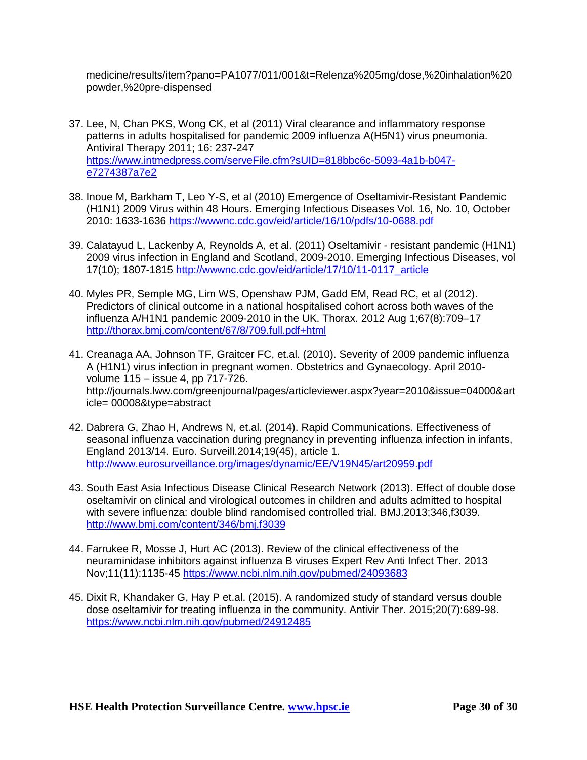medicine/results/item?pano=PA1077/011/001&t=Relenza%205mg/dose,%20inhalation%20powder,%20pre-dispensed

37. Lee, N, Chan PKS, Wong CK, et al (2011) Viral clearance and inflammatory response patterns in adults hospitalised for pandemic 2009 influenza A(H5N1) virus pneumonia. Antiviral Therapy 2011; 16: 237-247 https://www.intmedpress.com/serveFile.cfm?sUID=818bbc6c-5093-4a1b-b047-e7274387a7e2

38. Inoue M, Barkham T, Leo Y-S, et al (2010) Emergence of Oseltamivir-Resistant Pandemic (H1N1) 2009 Virus within 48 Hours. Emerging Infectious Diseases Vol. 16, No. 10, October 2010: 1633-1636 https://wwwnc.cdc.gov/eid/article/16/10/pdfs/10-0688.pdf

39. Calatayud L, Lackenby A, Reynolds A, et al. (2011) Oseltamivir - resistant pandemic (H1N1) 2009 virus infection in England and Scotland, 2009-2010. Emerging Infectious Diseases, vol 17(10); 1807-1815 http://wwwnc.cdc.gov/eid/article/17/10/11-0117_article

40. Myles PR, Semple MG, Lim WS, Openshaw PJM, Gadd EM, Read RC, et al (2012). Predictors of clinical outcome in a national hospitalised cohort across both waves of the influenza A/H1N1 pandemic 2009-2010 in the UK. Thorax. 2012 Aug 1;67(8):709–17 http://thorax.bmj.com/content/67/8/709.full.pdf+html

41. Creanaga AA, Johnson TF, Graitcer FC, et.al. (2010). Severity of 2009 pandemic influenza A (H1N1) virus infection in pregnant women. Obstetrics and Gynaecology. April 2010- volume 115 – issue 4, pp 717-726. http://journals.lww.com/greenjournal/pages/articleviewer.aspx?year=2010&issue=04000&article= 00008&type=abstract

42. Dabrera G, Zhao H, Andrews N, et.al. (2014). Rapid Communications. Effectiveness of seasonal influenza vaccination during pregnancy in preventing influenza infection in infants, England 2013/14. Euro. Surveill.2014;19(45), article 1. http://www.eurosurveillance.org/images/dynamic/EE/V19N45/art20959.pdf

43. South East Asia Infectious Disease Clinical Research Network (2013). Effect of double dose oseltamivir on clinical and virological outcomes in children and adults admitted to hospital with severe influenza: double blind randomised controlled trial. BMJ.2013;346,f3039. http://www.bmj.com/content/346/bmj.f3039

44. Farrukee R, Mosse J, Hurt AC (2013). Review of the clinical effectiveness of the neuraminidase inhibitors against influenza B viruses Expert Rev Anti Infect Ther. 2013 Nov;11(11):1135-45 https://www.ncbi.nlm.nih.gov/pubmed/24093683

45. Dixit R, Khandaker G, Hay P et.al. (2015). A randomized study of standard versus double dose oseltamivir for treating influenza in the community. Antivir Ther. 2015;20(7):689-98. https://www.ncbi.nlm.nih.gov/pubmed/24912485